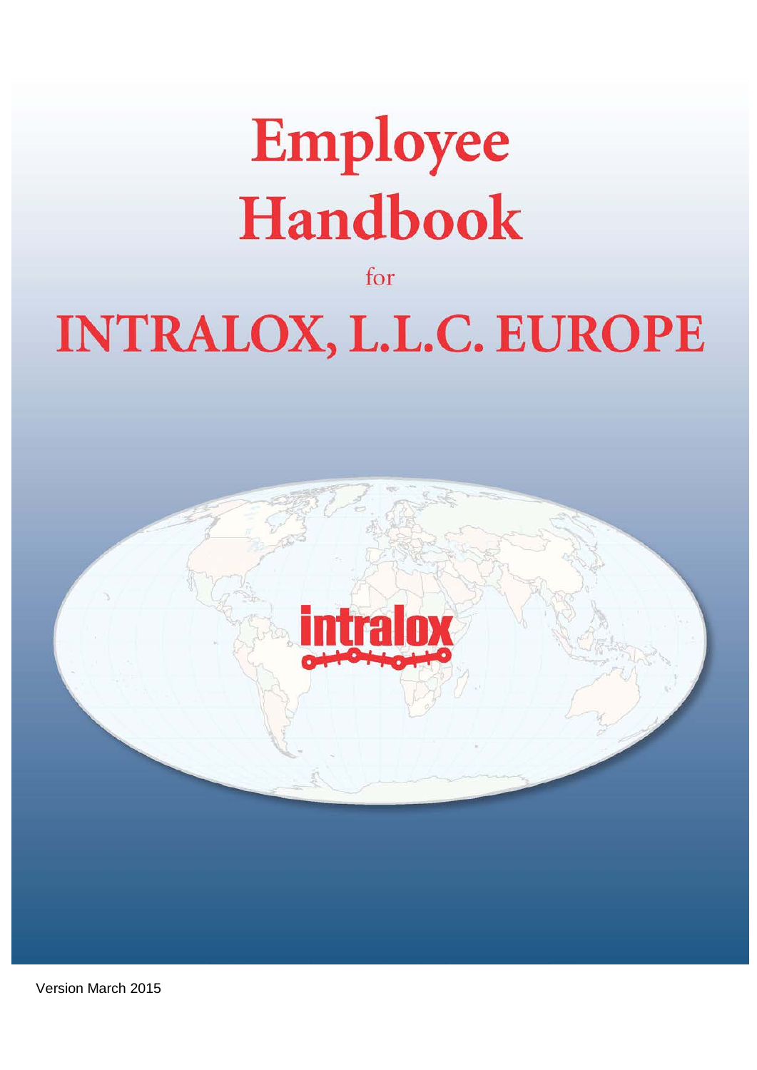# Employee Handbook

for

# INTRALOX, L.L.C. EUROPE

intralox

Version March 2015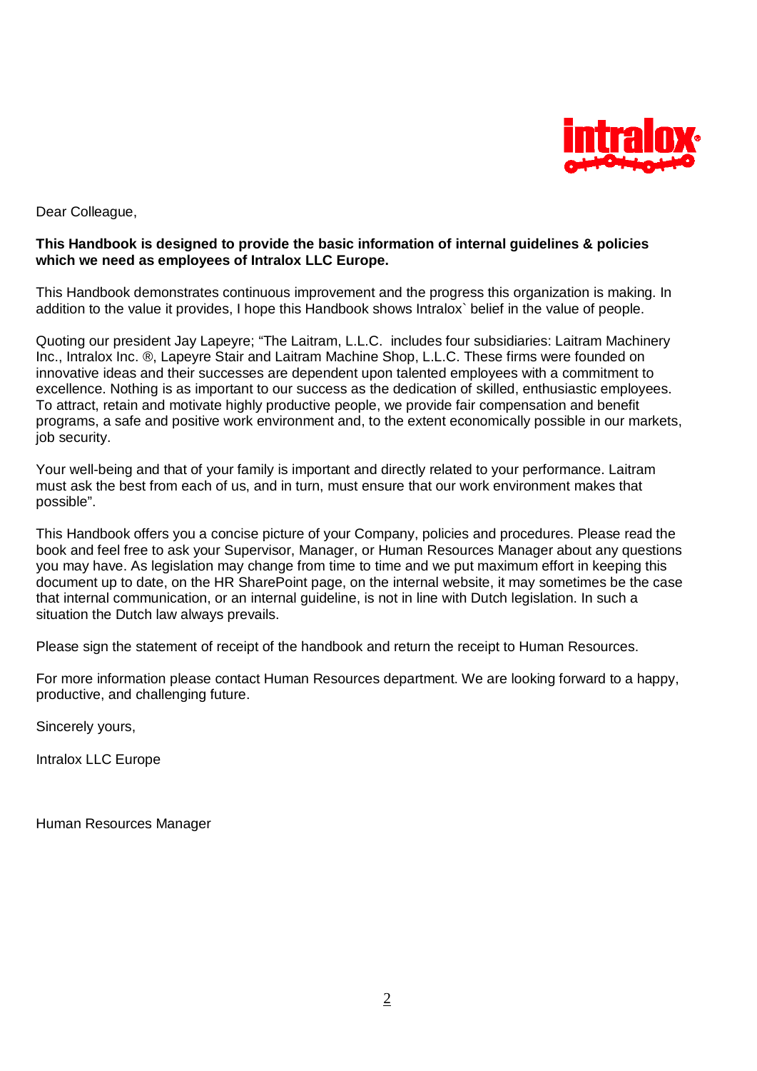Dear Colleague,

**This Handbook is designed to provide the basic information of internal guidelines & policies which we need as employees of Intralox LLC Europe.**

This Handbook demonstrates continuous improvement and the progress this organization is making. In addition to the value it provides, I hope this Handbook shows Intralox` belief in the value of people.

Quoting our president Jay Lapeyre; "The Laitram, L.L.C. includes four subsidiaries: Laitram Machinery Inc., Intralox Inc. ®, Lapeyre Stair and Laitram Machine Shop, L.L.C. These firms were founded on innovative ideas and their successes are dependent upon talented employees with a commitment to excellence. Nothing is as important to our success as the dedication of skilled, enthusiastic employees. To attract, retain and motivate highly productive people, we provide fair compensation and benefit programs, a safe and positive work environment and, to the extent economically possible in our markets, job security.

Your well-being and that of your family is important and directly related to your performance. Laitram must ask the best from each of us, and in turn, must ensure that our work environment makes that possible".

This Handbook offers you a concise picture of your Company, policies and procedures. Please read the book and feel free to ask your Supervisor, Manager, or Human Resources Manager about any questions you may have. As legislation may change from time to time and we put maximum effort in keeping this document up to date, on the HR SharePoint page, on the internal website, it may sometimes be the case that internal communication, or an internal guideline, is not in line with Dutch legislation. In such a situation the Dutch law always prevails.

Please sign the statement of receipt of the handbook and return the receipt to Human Resources.

For more information please contact Human Resources department. We are looking forward to a happy, productive, and challenging future.

Sincerely yours,

Intralox LLC Europe

Human Resources Manager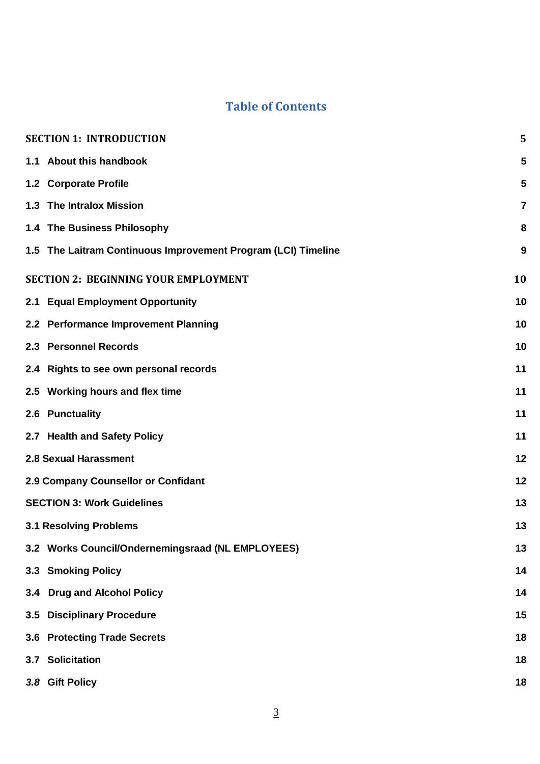# Table of Contents

| | |
|---|---|
| **SECTION 1: INTRODUCTION** | **5** |
| **1.1 About this handbook** | **5** |
| **1.2 Corporate Profile** | **5** |
| **1.3 The Intralox Mission** | **7** |
| **1.4 The Business Philosophy** | **8** |
| **1.5 The Laitram Continuous Improvement Program (LCI) Timeline** | **9** |
| **SECTION 2: BEGINNING YOUR EMPLOYMENT** | **10** |
| **2.1 Equal Employment Opportunity** | **10** |
| **2.2 Performance Improvement Planning** | **10** |
| **2.3 Personnel Records** | **10** |
| **2.4 Rights to see own personal records** | **11** |
| **2.5 Working hours and flex time** | **11** |
| **2.6 Punctuality** | **11** |
| **2.7 Health and Safety Policy** | **11** |
| **2.8 Sexual Harassment** | **12** |
| **2.9 Company Counsellor or Confidant** | **12** |
| **SECTION 3: Work Guidelines** | **13** |
| **3.1 Resolving Problems** | **13** |
| **3.2 Works Council/Ondernemingsraad (NL EMPLOYEES)** | **13** |
| **3.3 Smoking Policy** | **14** |
| **3.4 Drug and Alcohol Policy** | **14** |
| **3.5 Disciplinary Procedure** | **15** |
| **3.6 Protecting Trade Secrets** | **18** |
| **3.7 Solicitation** | **18** |
| ***3.8* Gift Policy** | **18** |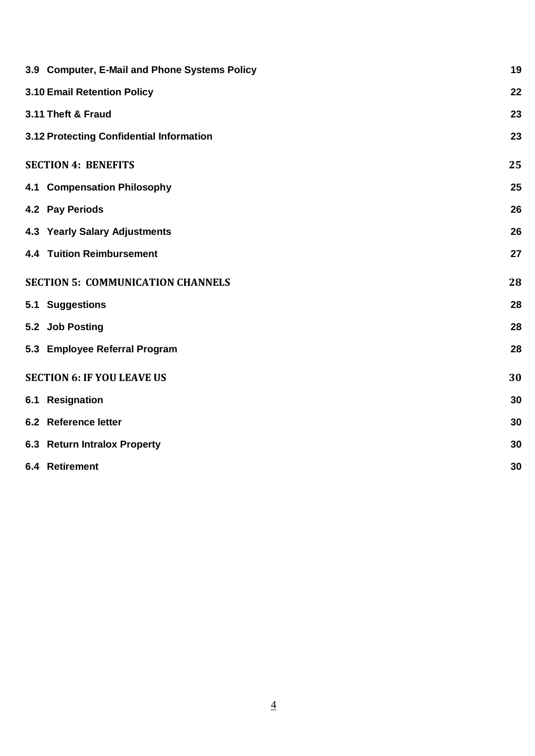| | |
|---|---|
| **3.9 Computer, E-Mail and Phone Systems Policy** | **19** |
| **3.10 Email Retention Policy** | **22** |
| **3.11 Theft & Fraud** | **23** |
| **3.12 Protecting Confidential Information** | **23** |
| **SECTION 4: BENEFITS** | **25** |
| **4.1 Compensation Philosophy** | **25** |
| **4.2 Pay Periods** | **26** |
| **4.3 Yearly Salary Adjustments** | **26** |
| **4.4 Tuition Reimbursement** | **27** |
| **SECTION 5: COMMUNICATION CHANNELS** | **28** |
| **5.1 Suggestions** | **28** |
| **5.2 Job Posting** | **28** |
| **5.3 Employee Referral Program** | **28** |
| **SECTION 6: IF YOU LEAVE US** | **30** |
| **6.1 Resignation** | **30** |
| **6.2 Reference letter** | **30** |
| **6.3 Return Intralox Property** | **30** |
| **6.4 Retirement** | **30** |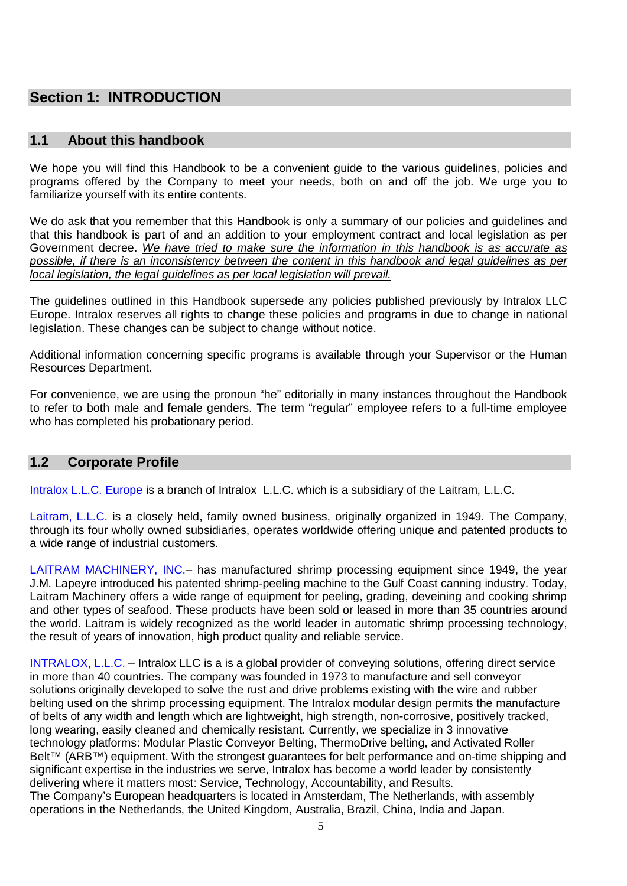## Section 1: INTRODUCTION

### 1.1 About this handbook

We hope you will find this Handbook to be a convenient guide to the various guidelines, policies and programs offered by the Company to meet your needs, both on and off the job. We urge you to familiarize yourself with its entire contents.

We do ask that you remember that this Handbook is only a summary of our policies and guidelines and that this handbook is part of and an addition to your employment contract and local legislation as per Government decree. *We have tried to make sure the information in this handbook is as accurate as possible, if there is an inconsistency between the content in this handbook and legal guidelines as per local legislation, the legal guidelines as per local legislation will prevail.*

The guidelines outlined in this Handbook supersede any policies published previously by Intralox LLC Europe. Intralox reserves all rights to change these policies and programs in due to change in national legislation. These changes can be subject to change without notice.

Additional information concerning specific programs is available through your Supervisor or the Human Resources Department.

For convenience, we are using the pronoun "he" editorially in many instances throughout the Handbook to refer to both male and female genders. The term "regular" employee refers to a full-time employee who has completed his probationary period.

### 1.2 Corporate Profile

Intralox L.L.C. Europe is a branch of Intralox L.L.C. which is a subsidiary of the Laitram, L.L.C.

Laitram, L.L.C. is a closely held, family owned business, originally organized in 1949. The Company, through its four wholly owned subsidiaries, operates worldwide offering unique and patented products to a wide range of industrial customers.

LAITRAM MACHINERY, INC.– has manufactured shrimp processing equipment since 1949, the year J.M. Lapeyre introduced his patented shrimp-peeling machine to the Gulf Coast canning industry. Today, Laitram Machinery offers a wide range of equipment for peeling, grading, deveining and cooking shrimp and other types of seafood. These products have been sold or leased in more than 35 countries around the world. Laitram is widely recognized as the world leader in automatic shrimp processing technology, the result of years of innovation, high product quality and reliable service.

INTRALOX, L.L.C. – Intralox LLC is a is a global provider of conveying solutions, offering direct service in more than 40 countries. The company was founded in 1973 to manufacture and sell conveyor solutions originally developed to solve the rust and drive problems existing with the wire and rubber belting used on the shrimp processing equipment. The Intralox modular design permits the manufacture of belts of any width and length which are lightweight, high strength, non-corrosive, positively tracked, long wearing, easily cleaned and chemically resistant. Currently, we specialize in 3 innovative technology platforms: Modular Plastic Conveyor Belting, ThermoDrive belting, and Activated Roller Belt™ (ARB™) equipment. With the strongest guarantees for belt performance and on-time shipping and significant expertise in the industries we serve, Intralox has become a world leader by consistently delivering where it matters most: Service, Technology, Accountability, and Results.
The Company's European headquarters is located in Amsterdam, The Netherlands, with assembly operations in the Netherlands, the United Kingdom, Australia, Brazil, China, India and Japan.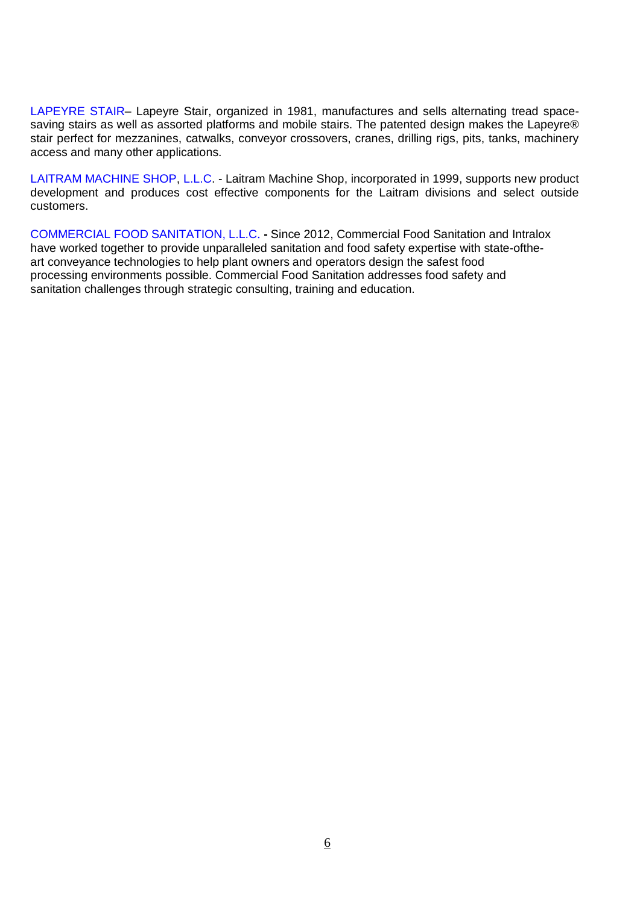LAPEYRE STAIR– Lapeyre Stair, organized in 1981, manufactures and sells alternating tread space-saving stairs as well as assorted platforms and mobile stairs. The patented design makes the Lapeyre® stair perfect for mezzanines, catwalks, conveyor crossovers, cranes, drilling rigs, pits, tanks, machinery access and many other applications.

LAITRAM MACHINE SHOP, L.L.C. - Laitram Machine Shop, incorporated in 1999, supports new product development and produces cost effective components for the Laitram divisions and select outside customers.

COMMERCIAL FOOD SANITATION, L.L.C. **-** Since 2012, Commercial Food Sanitation and Intralox have worked together to provide unparalleled sanitation and food safety expertise with state-ofthe-art conveyance technologies to help plant owners and operators design the safest food processing environments possible. Commercial Food Sanitation addresses food safety and sanitation challenges through strategic consulting, training and education.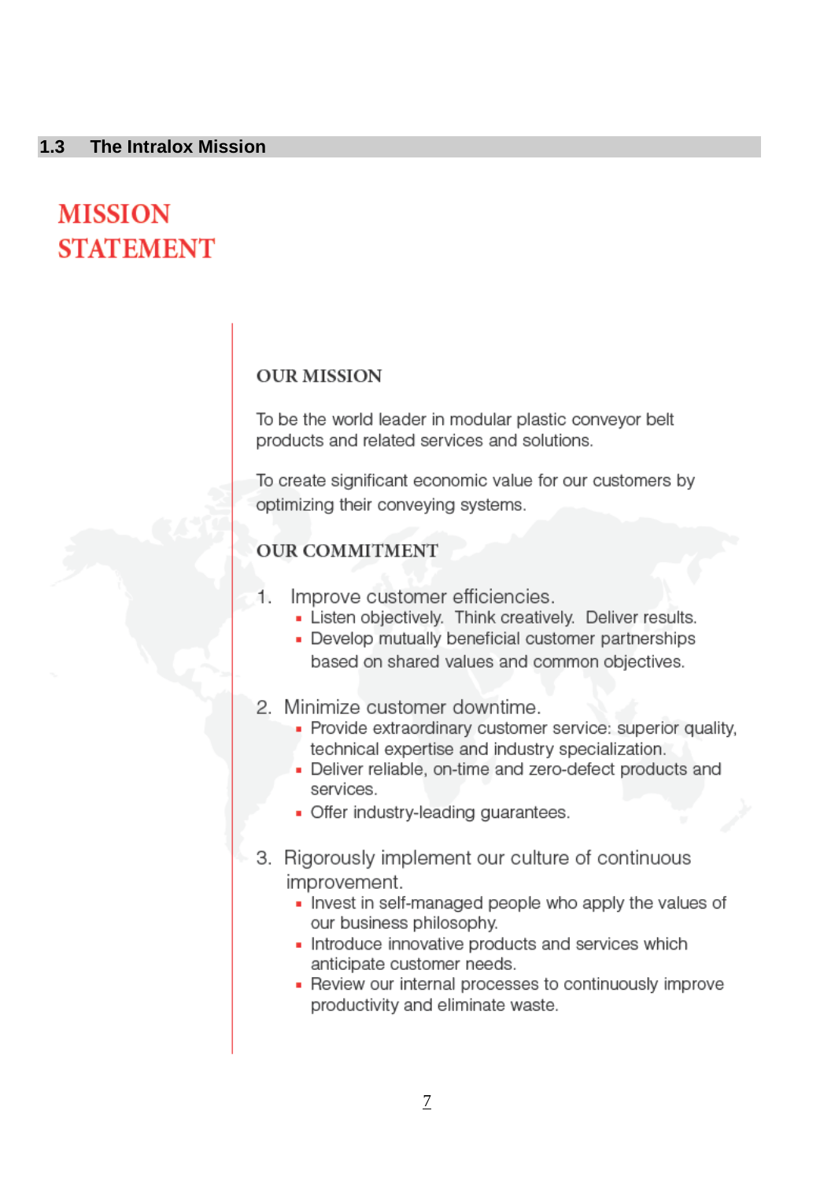## 1.3 The Intralox Mission

# MISSION STATEMENT

### OUR MISSION

To be the world leader in modular plastic conveyor belt products and related services and solutions.

To create significant economic value for our customers by optimizing their conveying systems.

### OUR COMMITMENT

1. Improve customer efficiencies.
   - Listen objectively. Think creatively. Deliver results.
   - Develop mutually beneficial customer partnerships based on shared values and common objectives.

2. Minimize customer downtime.
   - Provide extraordinary customer service: superior quality, technical expertise and industry specialization.
   - Deliver reliable, on-time and zero-defect products and services.
   - Offer industry-leading guarantees.

3. Rigorously implement our culture of continuous improvement.
   - Invest in self-managed people who apply the values of our business philosophy.
   - Introduce innovative products and services which anticipate customer needs.
   - Review our internal processes to continuously improve productivity and eliminate waste.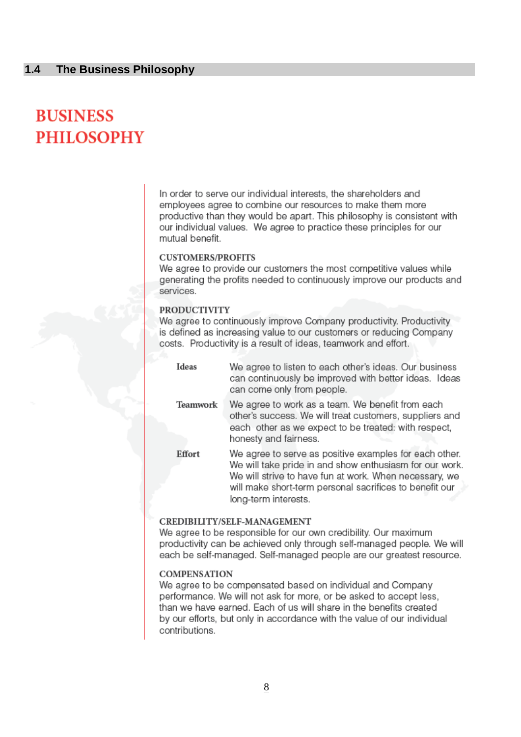## 1.4 The Business Philosophy

# BUSINESS PHILOSOPHY

In order to serve our individual interests, the shareholders and employees agree to combine our resources to make them more productive than they would be apart. This philosophy is consistent with our individual values. We agree to practice these principles for our mutual benefit.

### CUSTOMERS/PROFITS

We agree to provide our customers the most competitive values while generating the profits needed to continuously improve our products and services.

### PRODUCTIVITY

We agree to continuously improve Company productivity. Productivity is defined as increasing value to our customers or reducing Company costs. Productivity is a result of ideas, teamwork and effort.

**Ideas** We agree to listen to each other's ideas. Our business can continuously be improved with better ideas. Ideas can come only from people.

**Teamwork** We agree to work as a team. We benefit from each other's success. We will treat customers, suppliers and each other as we expect to be treated: with respect, honesty and fairness.

**Effort** We agree to serve as positive examples for each other. We will take pride in and show enthusiasm for our work. We will strive to have fun at work. When necessary, we will make short-term personal sacrifices to benefit our long-term interests.

### CREDIBILITY/SELF-MANAGEMENT

We agree to be responsible for our own credibility. Our maximum productivity can be achieved only through self-managed people. We will each be self-managed. Self-managed people are our greatest resource.

### COMPENSATION

We agree to be compensated based on individual and Company performance. We will not ask for more, or be asked to accept less, than we have earned. Each of us will share in the benefits created by our efforts, but only in accordance with the value of our individual contributions.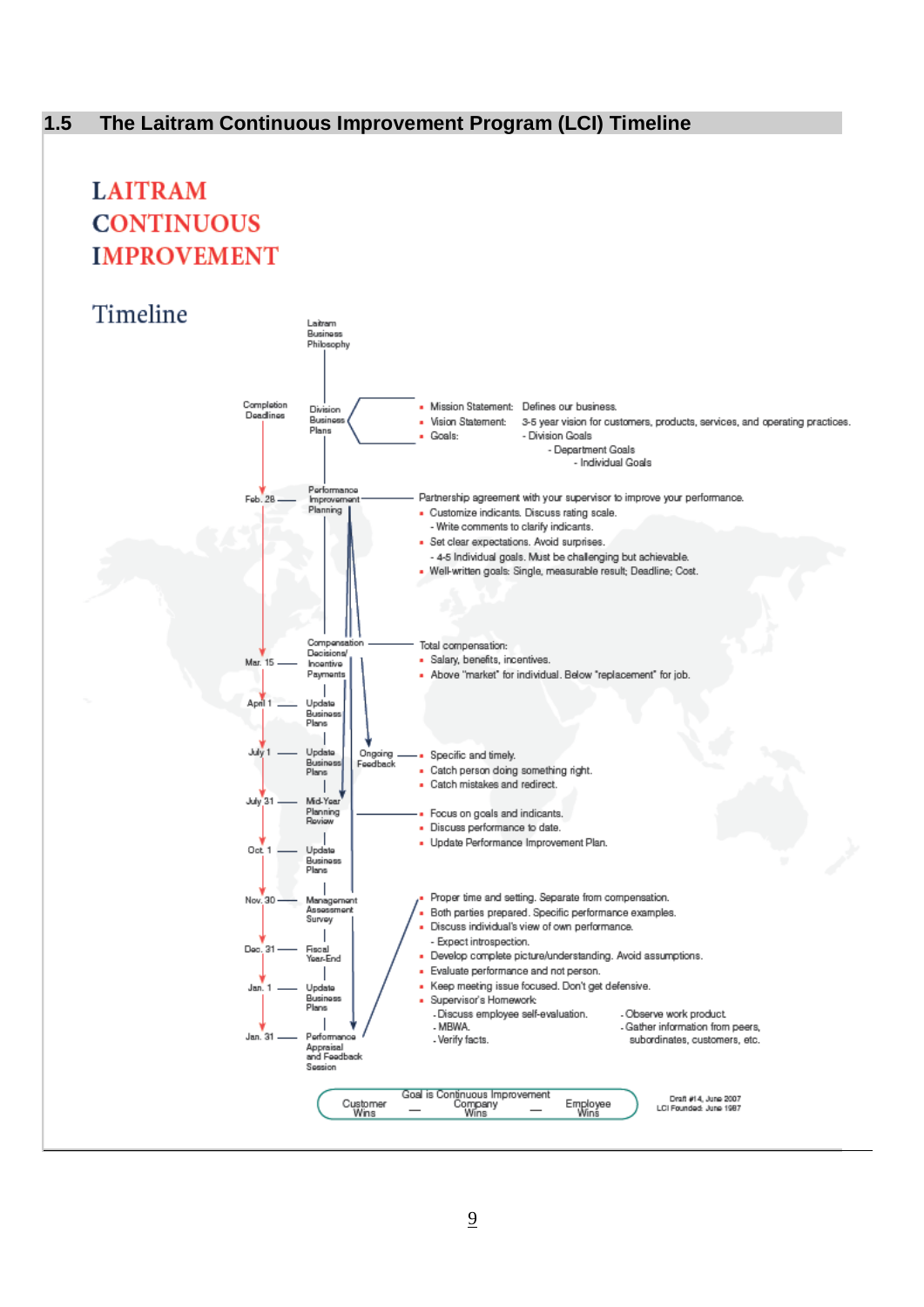## 1.5 The Laitram Continuous Improvement Program (LCI) Timeline

# LAITRAM CONTINUOUS IMPROVEMENT

## Timeline

Laitram Business Philosophy

Completion Deadlines

**Division Business Plans**

- Mission Statement: Defines our business.
- Vision Statement: 3-5 year vision for customers, products, services, and operating practices.
- Goals: - Division Goals
  - Department Goals
    - Individual Goals

**Feb. 28 — Performance Improvement Planning**

Partnership agreement with your supervisor to improve your performance.

- Customize indicants. Discuss rating scale.
  - Write comments to clarify indicants.
- Set clear expectations. Avoid surprises.
  - 4-5 Individual goals. Must be challenging but achievable.
- Well-written goals: Single, measurable result; Deadline; Cost.

**Mar. 15 — Compensation Decisions/ Incentive Payments**

Total compensation:

- Salary, benefits, incentives.
- Above "market" for individual. Below "replacement" for job.

**April 1 — Update Business Plans**

**July 1 — Update Business Plans**

**Ongoing Feedback**

- Specific and timely.
- Catch person doing something right.
- Catch mistakes and redirect.

**July 31 — Mid-Year Planning Review**

- Focus on goals and indicants.
- Discuss performance to date.
- Update Performance Improvement Plan.

**Oct. 1 — Update Business Plans**

**Nov. 30 — Management Assessment Survey**

**Dec. 31 — Fiscal Year-End**

**Jan. 1 — Update Business Plans**

**Jan. 31 — Performance Appraisal and Feedback Session**

- Proper time and setting. Separate from compensation.
- Both parties prepared. Specific performance examples.
- Discuss individual's view of own performance.
  - Expect introspection.
- Develop complete picture/understanding. Avoid assumptions.
- Evaluate performance and not person.
- Keep meeting issue focused. Don't get defensive.
- Supervisor's Homework
  - Discuss employee self-evaluation.
  - MBWA.
  - Verify facts.
  - Observe work product.
  - Gather information from peers, subordinates, customers, etc.

Goal is Continuous Improvement: Customer Wins — Company Wins — Employee Wins

Draft #14, June 2007
LCI Founded: June 1987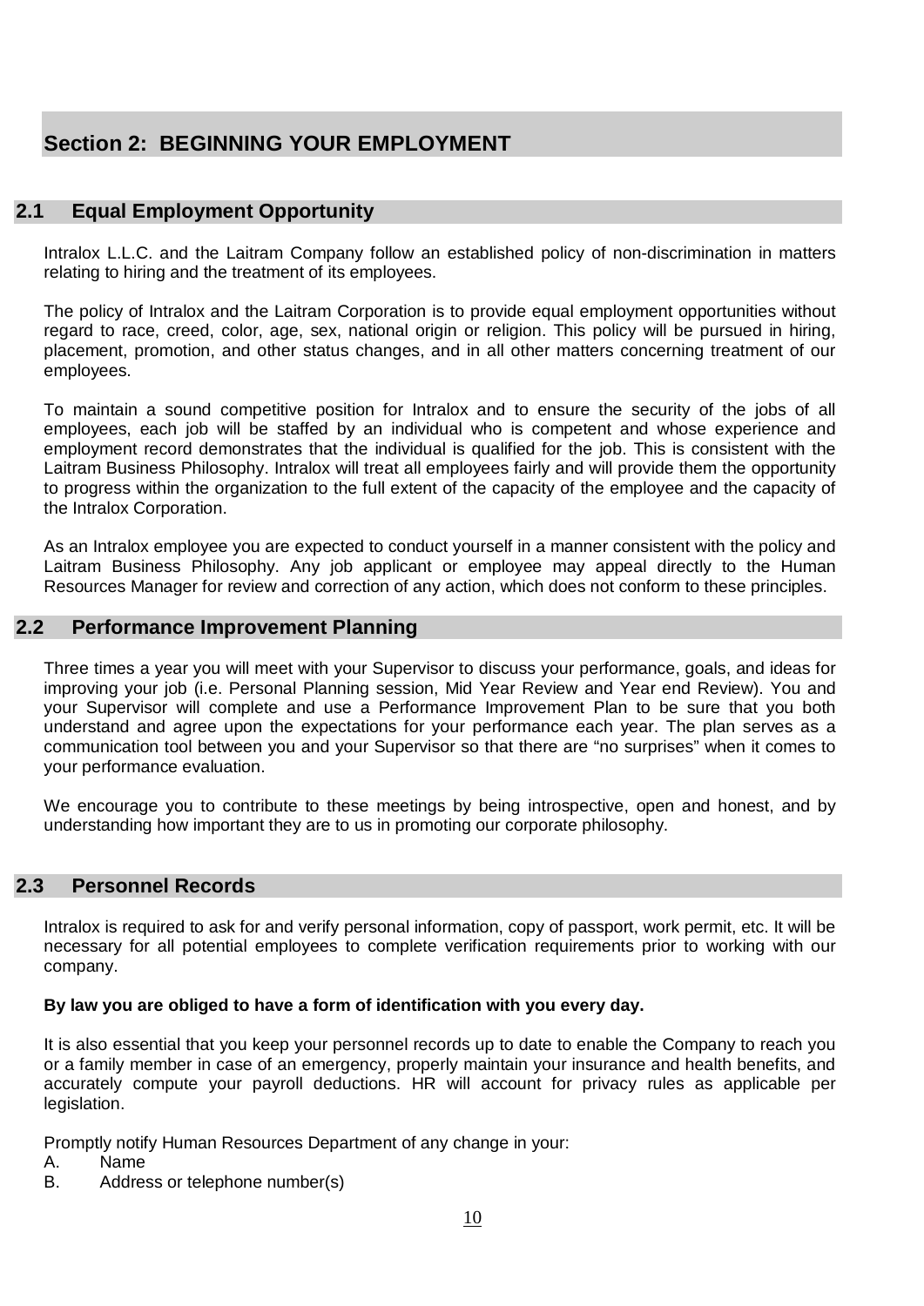# Section 2: BEGINNING YOUR EMPLOYMENT

## 2.1 Equal Employment Opportunity

Intralox L.L.C. and the Laitram Company follow an established policy of non-discrimination in matters relating to hiring and the treatment of its employees.

The policy of Intralox and the Laitram Corporation is to provide equal employment opportunities without regard to race, creed, color, age, sex, national origin or religion. This policy will be pursued in hiring, placement, promotion, and other status changes, and in all other matters concerning treatment of our employees.

To maintain a sound competitive position for Intralox and to ensure the security of the jobs of all employees, each job will be staffed by an individual who is competent and whose experience and employment record demonstrates that the individual is qualified for the job. This is consistent with the Laitram Business Philosophy. Intralox will treat all employees fairly and will provide them the opportunity to progress within the organization to the full extent of the capacity of the employee and the capacity of the Intralox Corporation.

As an Intralox employee you are expected to conduct yourself in a manner consistent with the policy and Laitram Business Philosophy. Any job applicant or employee may appeal directly to the Human Resources Manager for review and correction of any action, which does not conform to these principles.

## 2.2 Performance Improvement Planning

Three times a year you will meet with your Supervisor to discuss your performance, goals, and ideas for improving your job (i.e. Personal Planning session, Mid Year Review and Year end Review). You and your Supervisor will complete and use a Performance Improvement Plan to be sure that you both understand and agree upon the expectations for your performance each year. The plan serves as a communication tool between you and your Supervisor so that there are "no surprises" when it comes to your performance evaluation.

We encourage you to contribute to these meetings by being introspective, open and honest, and by understanding how important they are to us in promoting our corporate philosophy.

## 2.3 Personnel Records

Intralox is required to ask for and verify personal information, copy of passport, work permit, etc. It will be necessary for all potential employees to complete verification requirements prior to working with our company.

**By law you are obliged to have a form of identification with you every day.**

It is also essential that you keep your personnel records up to date to enable the Company to reach you or a family member in case of an emergency, properly maintain your insurance and health benefits, and accurately compute your payroll deductions. HR will account for privacy rules as applicable per legislation.

Promptly notify Human Resources Department of any change in your:

A. Name
B. Address or telephone number(s)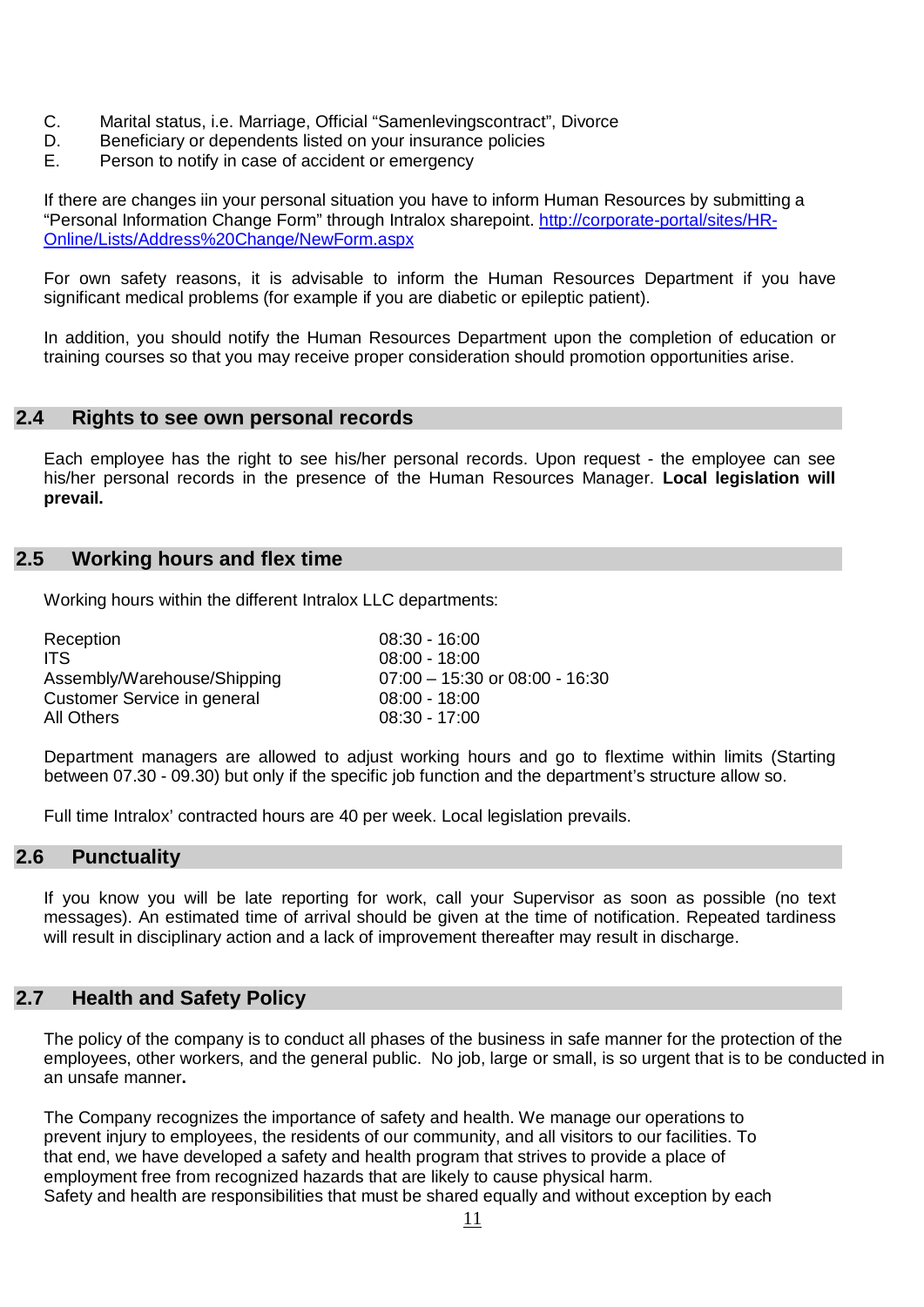C. Marital status, i.e. Marriage, Official “Samenlevingscontract”, Divorce
D. Beneficiary or dependents listed on your insurance policies
E. Person to notify in case of accident or emergency

If there are changes iin your personal situation you have to inform Human Resources by submitting a “Personal Information Change Form” through Intralox sharepoint. [http://corporate-portal/sites/HR-Online/Lists/Address%20Change/NewForm.aspx](http://corporate-portal/sites/HR-Online/Lists/Address%20Change/NewForm.aspx)

For own safety reasons, it is advisable to inform the Human Resources Department if you have significant medical problems (for example if you are diabetic or epileptic patient).

In addition, you should notify the Human Resources Department upon the completion of education or training courses so that you may receive proper consideration should promotion opportunities arise.

## 2.4 Rights to see own personal records

Each employee has the right to see his/her personal records. Upon request - the employee can see his/her personal records in the presence of the Human Resources Manager. **Local legislation will prevail.**

## 2.5 Working hours and flex time

Working hours within the different Intralox LLC departments:

| | |
|---|---|
| Reception | 08:30 - 16:00 |
| ITS | 08:00 - 18:00 |
| Assembly/Warehouse/Shipping | 07:00 – 15:30 or 08:00 - 16:30 |
| Customer Service in general | 08:00 - 18:00 |
| All Others | 08:30 - 17:00 |

Department managers are allowed to adjust working hours and go to flextime within limits (Starting between 07.30 - 09.30) but only if the specific job function and the department’s structure allow so.

Full time Intralox’ contracted hours are 40 per week. Local legislation prevails.

## 2.6 Punctuality

If you know you will be late reporting for work, call your Supervisor as soon as possible (no text messages). An estimated time of arrival should be given at the time of notification. Repeated tardiness will result in disciplinary action and a lack of improvement thereafter may result in discharge.

## 2.7 Health and Safety Policy

The policy of the company is to conduct all phases of the business in safe manner for the protection of the employees, other workers, and the general public. No job, large or small, is so urgent that is to be conducted in an unsafe manner**.**

The Company recognizes the importance of safety and health. We manage our operations to prevent injury to employees, the residents of our community, and all visitors to our facilities. To that end, we have developed a safety and health program that strives to provide a place of employment free from recognized hazards that are likely to cause physical harm.
Safety and health are responsibilities that must be shared equally and without exception by each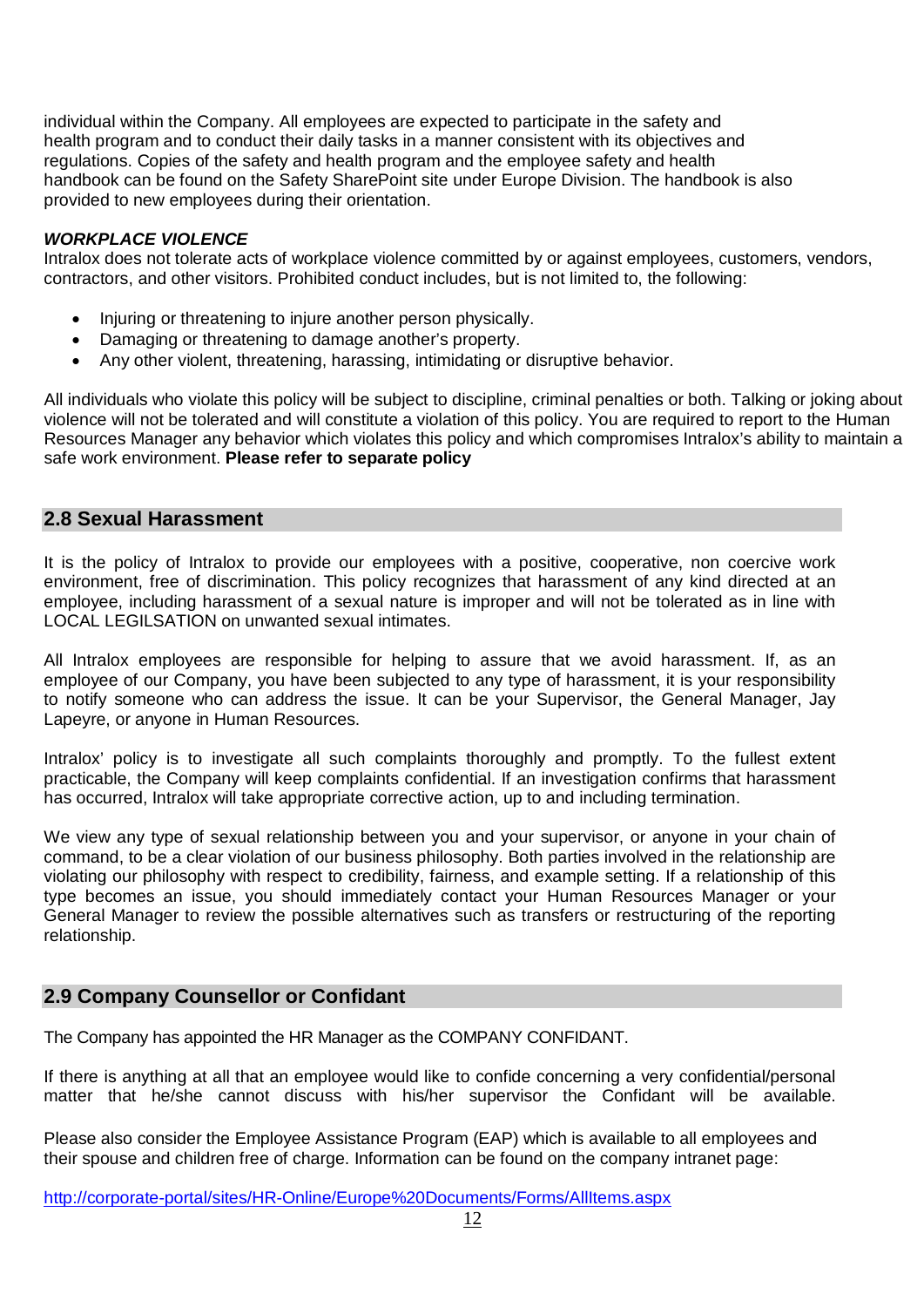individual within the Company. All employees are expected to participate in the safety and health program and to conduct their daily tasks in a manner consistent with its objectives and regulations. Copies of the safety and health program and the employee safety and health handbook can be found on the Safety SharePoint site under Europe Division. The handbook is also provided to new employees during their orientation.

***WORKPLACE VIOLENCE***

Intralox does not tolerate acts of workplace violence committed by or against employees, customers, vendors, contractors, and other visitors. Prohibited conduct includes, but is not limited to, the following:

- Injuring or threatening to injure another person physically.
- Damaging or threatening to damage another's property.
- Any other violent, threatening, harassing, intimidating or disruptive behavior.

All individuals who violate this policy will be subject to discipline, criminal penalties or both. Talking or joking about violence will not be tolerated and will constitute a violation of this policy. You are required to report to the Human Resources Manager any behavior which violates this policy and which compromises Intralox's ability to maintain a safe work environment. **Please refer to separate policy**

## 2.8 Sexual Harassment

It is the policy of Intralox to provide our employees with a positive, cooperative, non coercive work environment, free of discrimination. This policy recognizes that harassment of any kind directed at an employee, including harassment of a sexual nature is improper and will not be tolerated as in line with LOCAL LEGILSATION on unwanted sexual intimates.

All Intralox employees are responsible for helping to assure that we avoid harassment. If, as an employee of our Company, you have been subjected to any type of harassment, it is your responsibility to notify someone who can address the issue. It can be your Supervisor, the General Manager, Jay Lapeyre, or anyone in Human Resources.

Intralox' policy is to investigate all such complaints thoroughly and promptly. To the fullest extent practicable, the Company will keep complaints confidential. If an investigation confirms that harassment has occurred, Intralox will take appropriate corrective action, up to and including termination.

We view any type of sexual relationship between you and your supervisor, or anyone in your chain of command, to be a clear violation of our business philosophy. Both parties involved in the relationship are violating our philosophy with respect to credibility, fairness, and example setting. If a relationship of this type becomes an issue, you should immediately contact your Human Resources Manager or your General Manager to review the possible alternatives such as transfers or restructuring of the reporting relationship.

## 2.9 Company Counsellor or Confidant

The Company has appointed the HR Manager as the COMPANY CONFIDANT.

If there is anything at all that an employee would like to confide concerning a very confidential/personal matter that he/she cannot discuss with his/her supervisor the Confidant will be available.

Please also consider the Employee Assistance Program (EAP) which is available to all employees and their spouse and children free of charge. Information can be found on the company intranet page:

http://corporate-portal/sites/HR-Online/Europe%20Documents/Forms/AllItems.aspx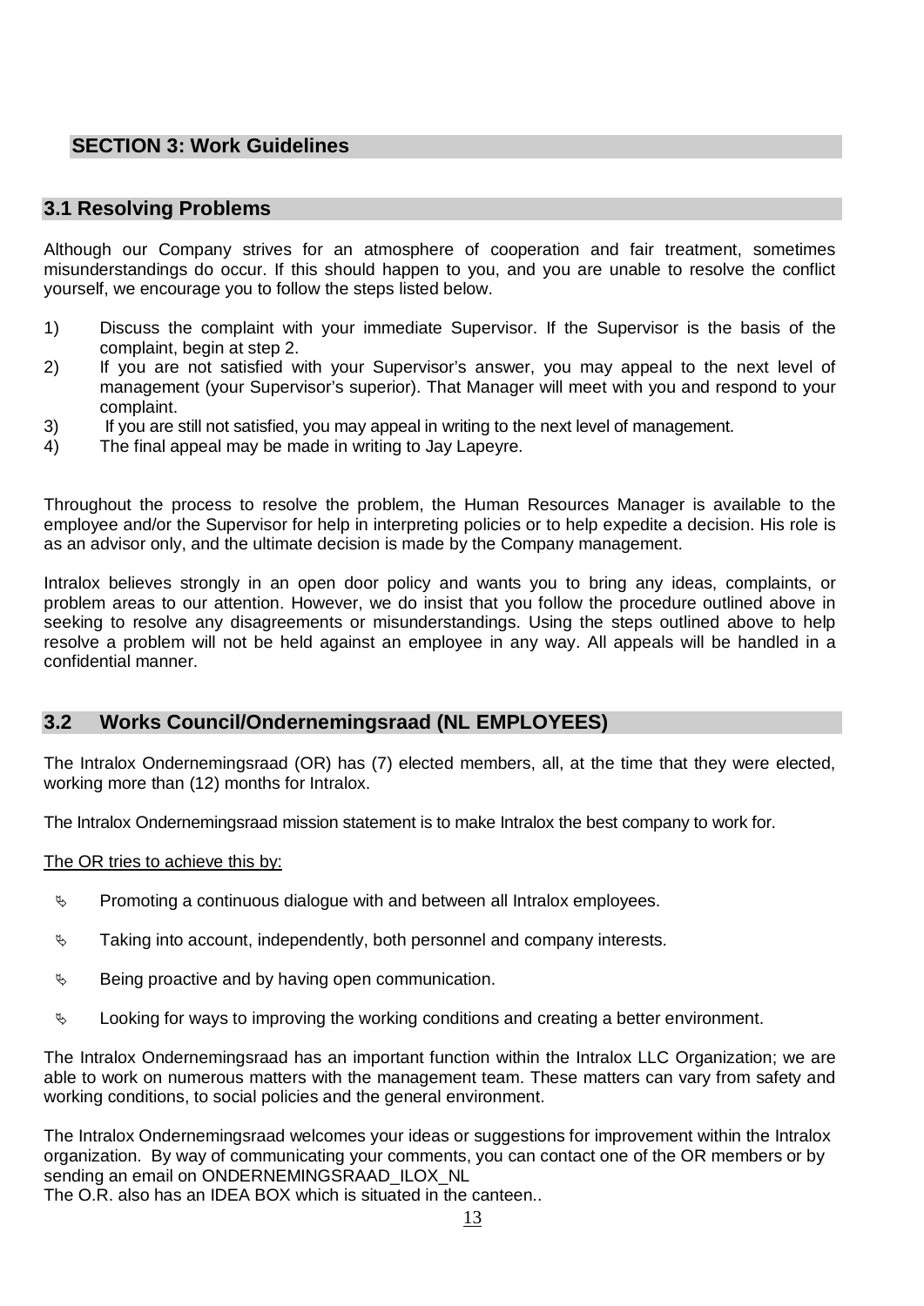# SECTION 3: Work Guidelines

## 3.1 Resolving Problems

Although our Company strives for an atmosphere of cooperation and fair treatment, sometimes misunderstandings do occur. If this should happen to you, and you are unable to resolve the conflict yourself, we encourage you to follow the steps listed below.

1) Discuss the complaint with your immediate Supervisor. If the Supervisor is the basis of the complaint, begin at step 2.
2) If you are not satisfied with your Supervisor's answer, you may appeal to the next level of management (your Supervisor's superior). That Manager will meet with you and respond to your complaint.
3) If you are still not satisfied, you may appeal in writing to the next level of management.
4) The final appeal may be made in writing to Jay Lapeyre.

Throughout the process to resolve the problem, the Human Resources Manager is available to the employee and/or the Supervisor for help in interpreting policies or to help expedite a decision. His role is as an advisor only, and the ultimate decision is made by the Company management.

Intralox believes strongly in an open door policy and wants you to bring any ideas, complaints, or problem areas to our attention. However, we do insist that you follow the procedure outlined above in seeking to resolve any disagreements or misunderstandings. Using the steps outlined above to help resolve a problem will not be held against an employee in any way. All appeals will be handled in a confidential manner.

## 3.2 Works Council/Ondernemingsraad (NL EMPLOYEES)

The Intralox Ondernemingsraad (OR) has (7) elected members, all, at the time that they were elected, working more than (12) months for Intralox.

The Intralox Ondernemingsraad mission statement is to make Intralox the best company to work for.

The OR tries to achieve this by:

- Promoting a continuous dialogue with and between all Intralox employees.
- Taking into account, independently, both personnel and company interests.
- Being proactive and by having open communication.
- Looking for ways to improving the working conditions and creating a better environment.

The Intralox Ondernemingsraad has an important function within the Intralox LLC Organization; we are able to work on numerous matters with the management team. These matters can vary from safety and working conditions, to social policies and the general environment.

The Intralox Ondernemingsraad welcomes your ideas or suggestions for improvement within the Intralox organization. By way of communicating your comments, you can contact one of the OR members or by sending an email on ONDERNEMINGSRAAD_ILOX_NL

The O.R. also has an IDEA BOX which is situated in the canteen..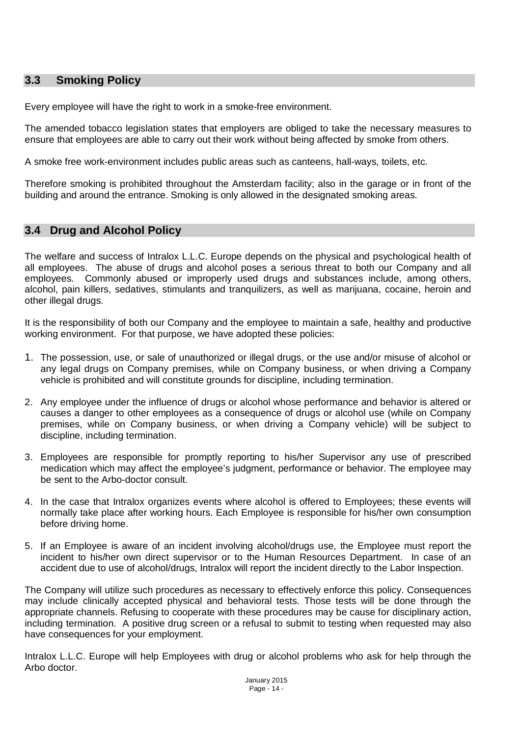## 3.3 Smoking Policy

Every employee will have the right to work in a smoke-free environment.

The amended tobacco legislation states that employers are obliged to take the necessary measures to ensure that employees are able to carry out their work without being affected by smoke from others.

A smoke free work-environment includes public areas such as canteens, hall-ways, toilets, etc.

Therefore smoking is prohibited throughout the Amsterdam facility; also in the garage or in front of the building and around the entrance. Smoking is only allowed in the designated smoking areas.

## 3.4 Drug and Alcohol Policy

The welfare and success of Intralox L.L.C. Europe depends on the physical and psychological health of all employees. The abuse of drugs and alcohol poses a serious threat to both our Company and all employees. Commonly abused or improperly used drugs and substances include, among others, alcohol, pain killers, sedatives, stimulants and tranquilizers, as well as marijuana, cocaine, heroin and other illegal drugs.

It is the responsibility of both our Company and the employee to maintain a safe, healthy and productive working environment. For that purpose, we have adopted these policies:

1. The possession, use, or sale of unauthorized or illegal drugs, or the use and/or misuse of alcohol or any legal drugs on Company premises, while on Company business, or when driving a Company vehicle is prohibited and will constitute grounds for discipline, including termination.
2. Any employee under the influence of drugs or alcohol whose performance and behavior is altered or causes a danger to other employees as a consequence of drugs or alcohol use (while on Company premises, while on Company business, or when driving a Company vehicle) will be subject to discipline, including termination.
3. Employees are responsible for promptly reporting to his/her Supervisor any use of prescribed medication which may affect the employee's judgment, performance or behavior. The employee may be sent to the Arbo-doctor consult.
4. In the case that Intralox organizes events where alcohol is offered to Employees; these events will normally take place after working hours. Each Employee is responsible for his/her own consumption before driving home.
5. If an Employee is aware of an incident involving alcohol/drugs use, the Employee must report the incident to his/her own direct supervisor or to the Human Resources Department. In case of an accident due to use of alcohol/drugs, Intralox will report the incident directly to the Labor Inspection.

The Company will utilize such procedures as necessary to effectively enforce this policy. Consequences may include clinically accepted physical and behavioral tests. Those tests will be done through the appropriate channels. Refusing to cooperate with these procedures may be cause for disciplinary action, including termination. A positive drug screen or a refusal to submit to testing when requested may also have consequences for your employment.

Intralox L.L.C. Europe will help Employees with drug or alcohol problems who ask for help through the Arbo doctor.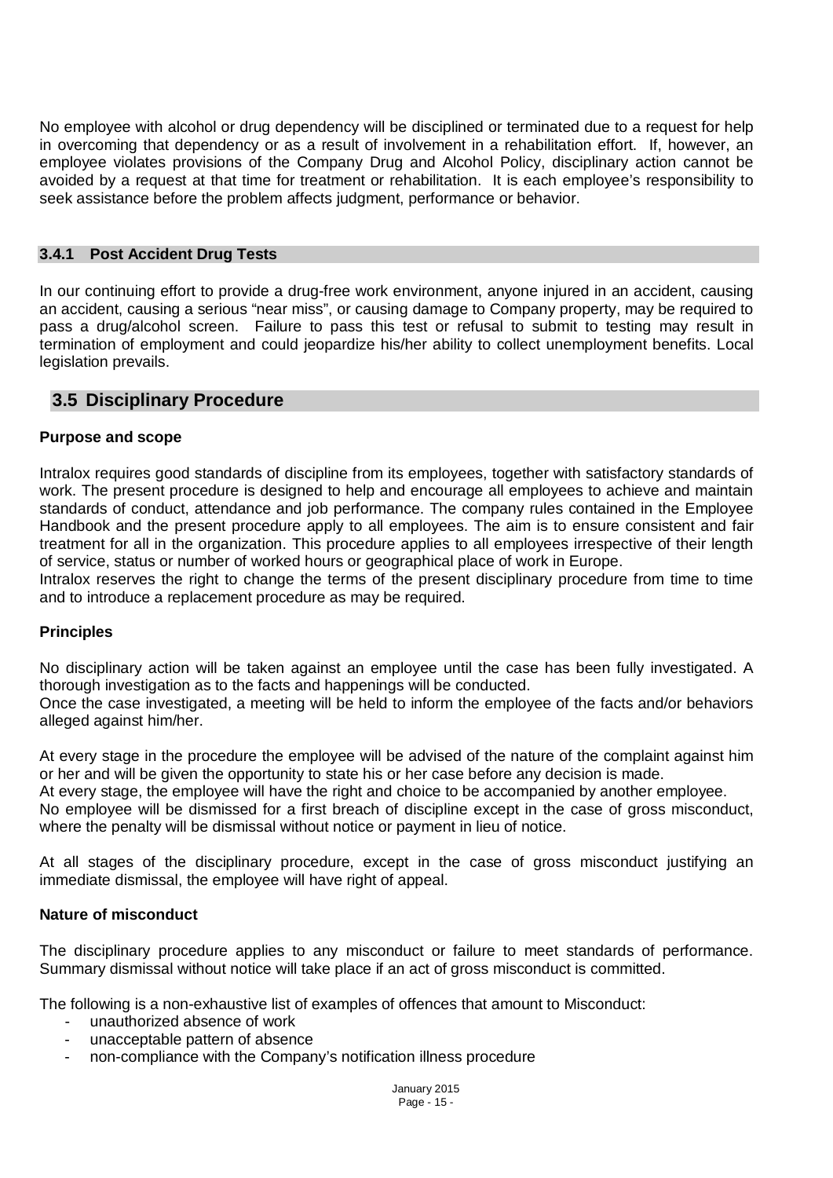No employee with alcohol or drug dependency will be disciplined or terminated due to a request for help in overcoming that dependency or as a result of involvement in a rehabilitation effort. If, however, an employee violates provisions of the Company Drug and Alcohol Policy, disciplinary action cannot be avoided by a request at that time for treatment or rehabilitation. It is each employee's responsibility to seek assistance before the problem affects judgment, performance or behavior.

### 3.4.1 Post Accident Drug Tests

In our continuing effort to provide a drug-free work environment, anyone injured in an accident, causing an accident, causing a serious "near miss", or causing damage to Company property, may be required to pass a drug/alcohol screen. Failure to pass this test or refusal to submit to testing may result in termination of employment and could jeopardize his/her ability to collect unemployment benefits. Local legislation prevails.

## 3.5 Disciplinary Procedure

**Purpose and scope**

Intralox requires good standards of discipline from its employees, together with satisfactory standards of work. The present procedure is designed to help and encourage all employees to achieve and maintain standards of conduct, attendance and job performance. The company rules contained in the Employee Handbook and the present procedure apply to all employees. The aim is to ensure consistent and fair treatment for all in the organization. This procedure applies to all employees irrespective of their length of service, status or number of worked hours or geographical place of work in Europe.
Intralox reserves the right to change the terms of the present disciplinary procedure from time to time and to introduce a replacement procedure as may be required.

**Principles**

No disciplinary action will be taken against an employee until the case has been fully investigated. A thorough investigation as to the facts and happenings will be conducted.
Once the case investigated, a meeting will be held to inform the employee of the facts and/or behaviors alleged against him/her.

At every stage in the procedure the employee will be advised of the nature of the complaint against him or her and will be given the opportunity to state his or her case before any decision is made.
At every stage, the employee will have the right and choice to be accompanied by another employee.
No employee will be dismissed for a first breach of discipline except in the case of gross misconduct, where the penalty will be dismissal without notice or payment in lieu of notice.

At all stages of the disciplinary procedure, except in the case of gross misconduct justifying an immediate dismissal, the employee will have right of appeal.

**Nature of misconduct**

The disciplinary procedure applies to any misconduct or failure to meet standards of performance. Summary dismissal without notice will take place if an act of gross misconduct is committed.

The following is a non-exhaustive list of examples of offences that amount to Misconduct:

- unauthorized absence of work
- unacceptable pattern of absence
- non-compliance with the Company's notification illness procedure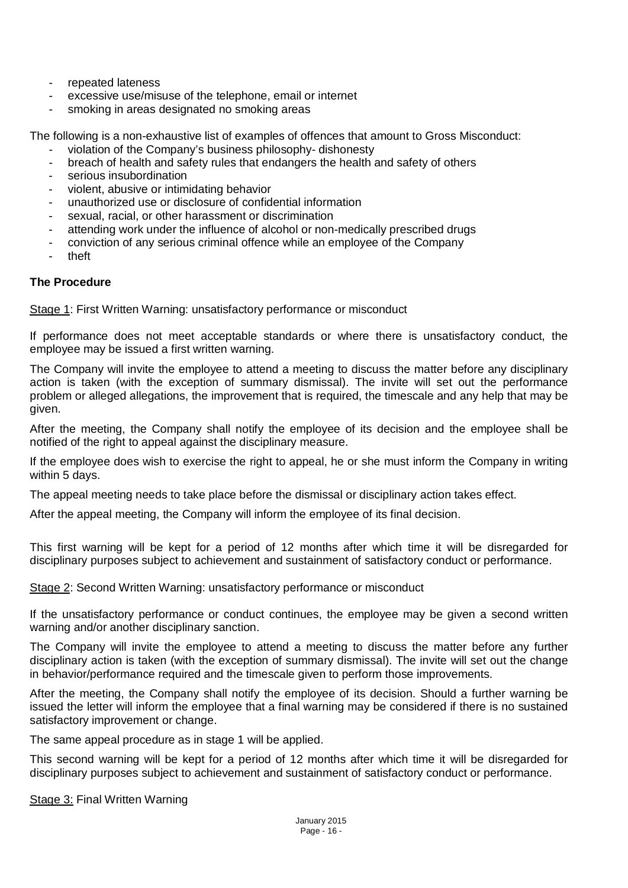- repeated lateness
- excessive use/misuse of the telephone, email or internet
- smoking in areas designated no smoking areas

The following is a non-exhaustive list of examples of offences that amount to Gross Misconduct:

- violation of the Company's business philosophy- dishonesty
- breach of health and safety rules that endangers the health and safety of others
- serious insubordination
- violent, abusive or intimidating behavior
- unauthorized use or disclosure of confidential information
- sexual, racial, or other harassment or discrimination
- attending work under the influence of alcohol or non-medically prescribed drugs
- conviction of any serious criminal offence while an employee of the Company
- theft

**The Procedure**

Stage 1: First Written Warning: unsatisfactory performance or misconduct

If performance does not meet acceptable standards or where there is unsatisfactory conduct, the employee may be issued a first written warning.

The Company will invite the employee to attend a meeting to discuss the matter before any disciplinary action is taken (with the exception of summary dismissal). The invite will set out the performance problem or alleged allegations, the improvement that is required, the timescale and any help that may be given.

After the meeting, the Company shall notify the employee of its decision and the employee shall be notified of the right to appeal against the disciplinary measure.

If the employee does wish to exercise the right to appeal, he or she must inform the Company in writing within 5 days.

The appeal meeting needs to take place before the dismissal or disciplinary action takes effect.

After the appeal meeting, the Company will inform the employee of its final decision.

This first warning will be kept for a period of 12 months after which time it will be disregarded for disciplinary purposes subject to achievement and sustainment of satisfactory conduct or performance.

Stage 2: Second Written Warning: unsatisfactory performance or misconduct

If the unsatisfactory performance or conduct continues, the employee may be given a second written warning and/or another disciplinary sanction.

The Company will invite the employee to attend a meeting to discuss the matter before any further disciplinary action is taken (with the exception of summary dismissal). The invite will set out the change in behavior/performance required and the timescale given to perform those improvements.

After the meeting, the Company shall notify the employee of its decision. Should a further warning be issued the letter will inform the employee that a final warning may be considered if there is no sustained satisfactory improvement or change.

The same appeal procedure as in stage 1 will be applied.

This second warning will be kept for a period of 12 months after which time it will be disregarded for disciplinary purposes subject to achievement and sustainment of satisfactory conduct or performance.

Stage 3: Final Written Warning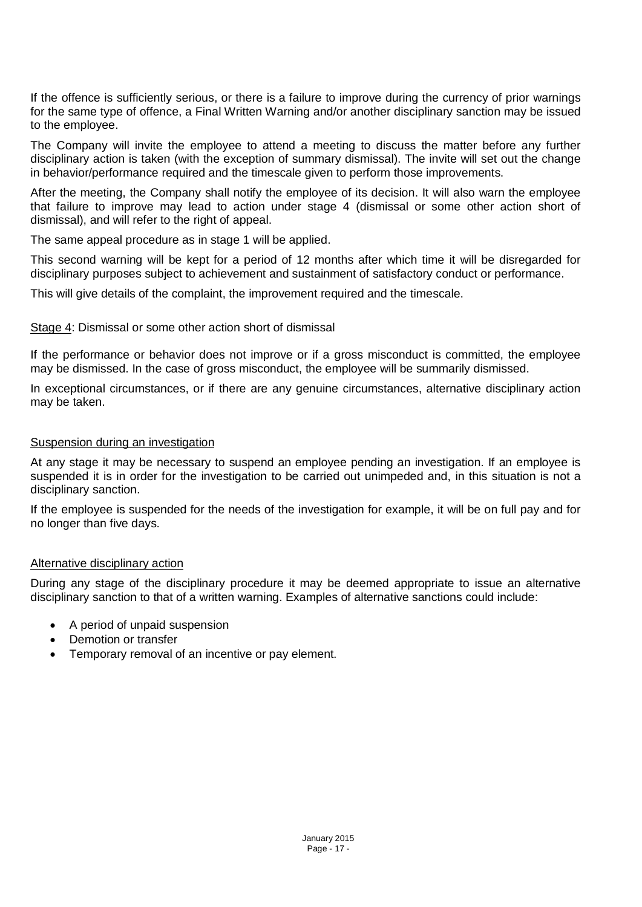If the offence is sufficiently serious, or there is a failure to improve during the currency of prior warnings for the same type of offence, a Final Written Warning and/or another disciplinary sanction may be issued to the employee.

The Company will invite the employee to attend a meeting to discuss the matter before any further disciplinary action is taken (with the exception of summary dismissal). The invite will set out the change in behavior/performance required and the timescale given to perform those improvements.

After the meeting, the Company shall notify the employee of its decision. It will also warn the employee that failure to improve may lead to action under stage 4 (dismissal or some other action short of dismissal), and will refer to the right of appeal.

The same appeal procedure as in stage 1 will be applied.

This second warning will be kept for a period of 12 months after which time it will be disregarded for disciplinary purposes subject to achievement and sustainment of satisfactory conduct or performance.

This will give details of the complaint, the improvement required and the timescale.

<u>Stage 4</u>: Dismissal or some other action short of dismissal

If the performance or behavior does not improve or if a gross misconduct is committed, the employee may be dismissed. In the case of gross misconduct, the employee will be summarily dismissed.

In exceptional circumstances, or if there are any genuine circumstances, alternative disciplinary action may be taken.

<u>Suspension during an investigation</u>

At any stage it may be necessary to suspend an employee pending an investigation. If an employee is suspended it is in order for the investigation to be carried out unimpeded and, in this situation is not a disciplinary sanction.

If the employee is suspended for the needs of the investigation for example, it will be on full pay and for no longer than five days.

<u>Alternative disciplinary action</u>

During any stage of the disciplinary procedure it may be deemed appropriate to issue an alternative disciplinary sanction to that of a written warning. Examples of alternative sanctions could include:

- A period of unpaid suspension
- Demotion or transfer
- Temporary removal of an incentive or pay element.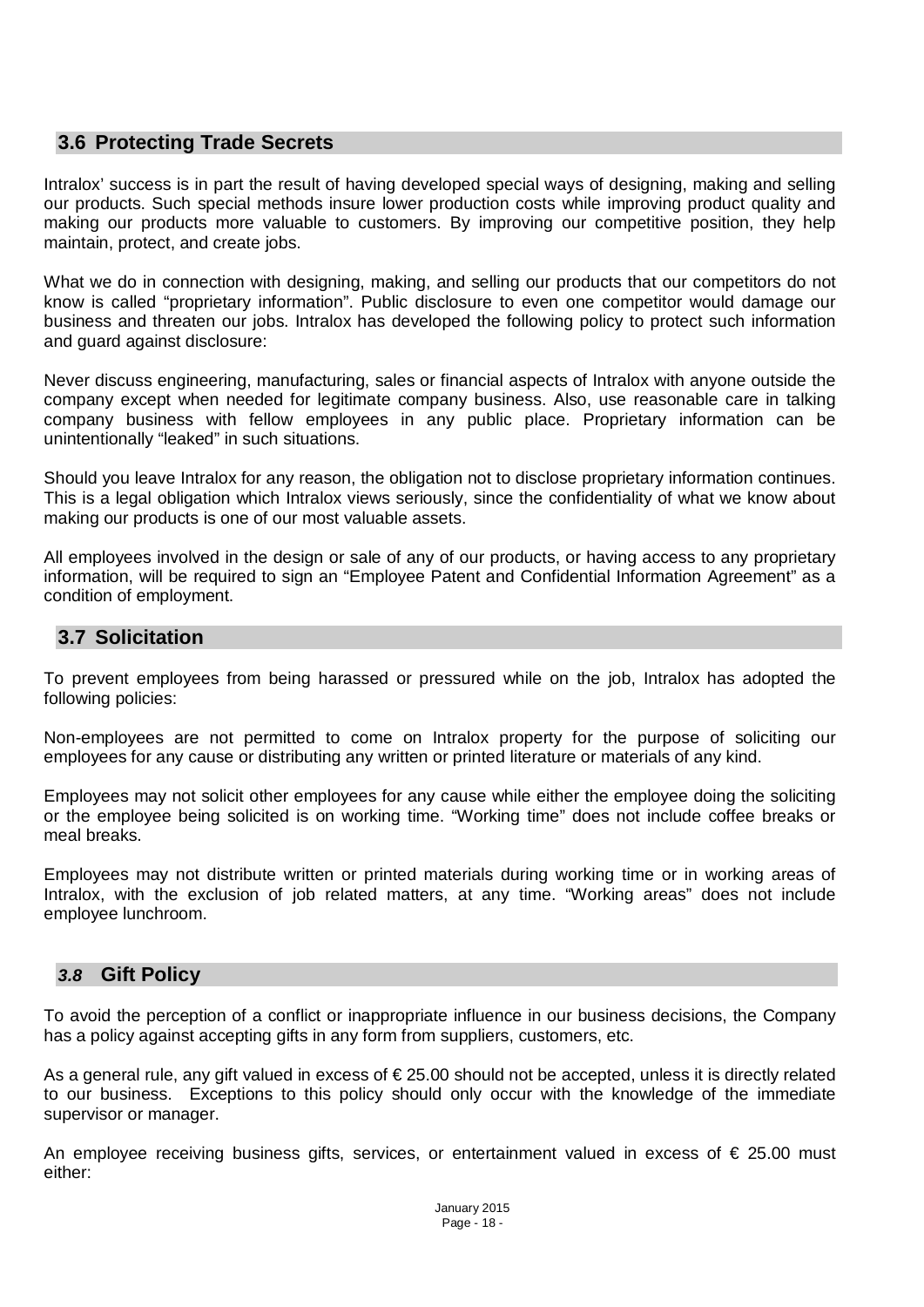## 3.6 Protecting Trade Secrets

Intralox' success is in part the result of having developed special ways of designing, making and selling our products. Such special methods insure lower production costs while improving product quality and making our products more valuable to customers. By improving our competitive position, they help maintain, protect, and create jobs.

What we do in connection with designing, making, and selling our products that our competitors do not know is called "proprietary information". Public disclosure to even one competitor would damage our business and threaten our jobs. Intralox has developed the following policy to protect such information and guard against disclosure:

Never discuss engineering, manufacturing, sales or financial aspects of Intralox with anyone outside the company except when needed for legitimate company business. Also, use reasonable care in talking company business with fellow employees in any public place. Proprietary information can be unintentionally "leaked" in such situations.

Should you leave Intralox for any reason, the obligation not to disclose proprietary information continues. This is a legal obligation which Intralox views seriously, since the confidentiality of what we know about making our products is one of our most valuable assets.

All employees involved in the design or sale of any of our products, or having access to any proprietary information, will be required to sign an "Employee Patent and Confidential Information Agreement" as a condition of employment.

## 3.7 Solicitation

To prevent employees from being harassed or pressured while on the job, Intralox has adopted the following policies:

Non-employees are not permitted to come on Intralox property for the purpose of soliciting our employees for any cause or distributing any written or printed literature or materials of any kind.

Employees may not solicit other employees for any cause while either the employee doing the soliciting or the employee being solicited is on working time. "Working time" does not include coffee breaks or meal breaks.

Employees may not distribute written or printed materials during working time or in working areas of Intralox, with the exclusion of job related matters, at any time. "Working areas" does not include employee lunchroom.

## *3.8* Gift Policy

To avoid the perception of a conflict or inappropriate influence in our business decisions, the Company has a policy against accepting gifts in any form from suppliers, customers, etc.

As a general rule, any gift valued in excess of € 25.00 should not be accepted, unless it is directly related to our business. Exceptions to this policy should only occur with the knowledge of the immediate supervisor or manager.

An employee receiving business gifts, services, or entertainment valued in excess of € 25.00 must either: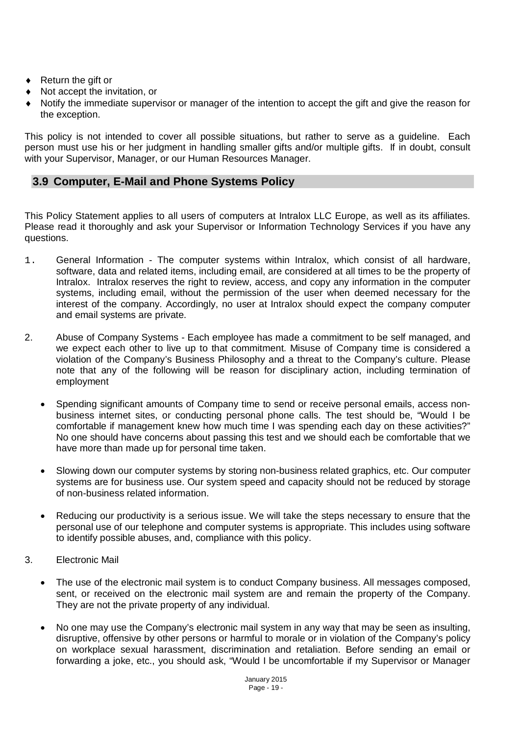- Return the gift or
- Not accept the invitation, or
- Notify the immediate supervisor or manager of the intention to accept the gift and give the reason for the exception.

This policy is not intended to cover all possible situations, but rather to serve as a guideline. Each person must use his or her judgment in handling smaller gifts and/or multiple gifts. If in doubt, consult with your Supervisor, Manager, or our Human Resources Manager.

## 3.9 Computer, E-Mail and Phone Systems Policy

This Policy Statement applies to all users of computers at Intralox LLC Europe, as well as its affiliates. Please read it thoroughly and ask your Supervisor or Information Technology Services if you have any questions.

1. General Information - The computer systems within Intralox, which consist of all hardware, software, data and related items, including email, are considered at all times to be the property of Intralox. Intralox reserves the right to review, access, and copy any information in the computer systems, including email, without the permission of the user when deemed necessary for the interest of the company. Accordingly, no user at Intralox should expect the company computer and email systems are private.

2. Abuse of Company Systems - Each employee has made a commitment to be self managed, and we expect each other to live up to that commitment. Misuse of Company time is considered a violation of the Company's Business Philosophy and a threat to the Company's culture. Please note that any of the following will be reason for disciplinary action, including termination of employment

   - Spending significant amounts of Company time to send or receive personal emails, access non-business internet sites, or conducting personal phone calls. The test should be, "Would I be comfortable if management knew how much time I was spending each day on these activities?" No one should have concerns about passing this test and we should each be comfortable that we have more than made up for personal time taken.

   - Slowing down our computer systems by storing non-business related graphics, etc. Our computer systems are for business use. Our system speed and capacity should not be reduced by storage of non-business related information.

   - Reducing our productivity is a serious issue. We will take the steps necessary to ensure that the personal use of our telephone and computer systems is appropriate. This includes using software to identify possible abuses, and, compliance with this policy.

3. Electronic Mail

   - The use of the electronic mail system is to conduct Company business. All messages composed, sent, or received on the electronic mail system are and remain the property of the Company. They are not the private property of any individual.

   - No one may use the Company's electronic mail system in any way that may be seen as insulting, disruptive, offensive by other persons or harmful to morale or in violation of the Company's policy on workplace sexual harassment, discrimination and retaliation. Before sending an email or forwarding a joke, etc., you should ask, "Would I be uncomfortable if my Supervisor or Manager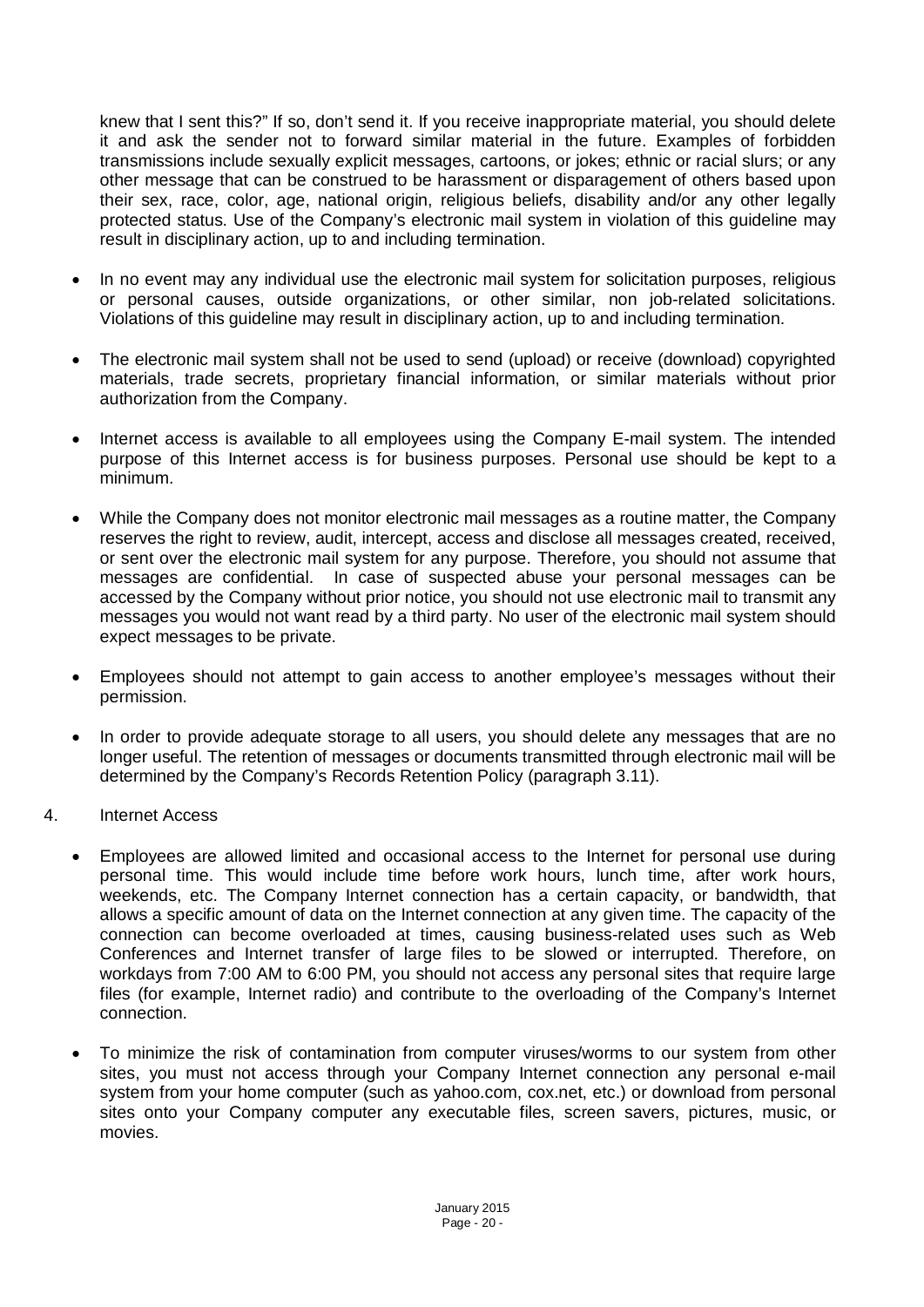knew that I sent this?" If so, don't send it. If you receive inappropriate material, you should delete it and ask the sender not to forward similar material in the future. Examples of forbidden transmissions include sexually explicit messages, cartoons, or jokes; ethnic or racial slurs; or any other message that can be construed to be harassment or disparagement of others based upon their sex, race, color, age, national origin, religious beliefs, disability and/or any other legally protected status. Use of the Company's electronic mail system in violation of this guideline may result in disciplinary action, up to and including termination.

- In no event may any individual use the electronic mail system for solicitation purposes, religious or personal causes, outside organizations, or other similar, non job-related solicitations. Violations of this guideline may result in disciplinary action, up to and including termination.

- The electronic mail system shall not be used to send (upload) or receive (download) copyrighted materials, trade secrets, proprietary financial information, or similar materials without prior authorization from the Company.

- Internet access is available to all employees using the Company E-mail system. The intended purpose of this Internet access is for business purposes. Personal use should be kept to a minimum.

- While the Company does not monitor electronic mail messages as a routine matter, the Company reserves the right to review, audit, intercept, access and disclose all messages created, received, or sent over the electronic mail system for any purpose. Therefore, you should not assume that messages are confidential. In case of suspected abuse your personal messages can be accessed by the Company without prior notice, you should not use electronic mail to transmit any messages you would not want read by a third party. No user of the electronic mail system should expect messages to be private.

- Employees should not attempt to gain access to another employee's messages without their permission.

- In order to provide adequate storage to all users, you should delete any messages that are no longer useful. The retention of messages or documents transmitted through electronic mail will be determined by the Company's Records Retention Policy (paragraph 3.11).

4. Internet Access

- Employees are allowed limited and occasional access to the Internet for personal use during personal time. This would include time before work hours, lunch time, after work hours, weekends, etc. The Company Internet connection has a certain capacity, or bandwidth, that allows a specific amount of data on the Internet connection at any given time. The capacity of the connection can become overloaded at times, causing business-related uses such as Web Conferences and Internet transfer of large files to be slowed or interrupted. Therefore, on workdays from 7:00 AM to 6:00 PM, you should not access any personal sites that require large files (for example, Internet radio) and contribute to the overloading of the Company's Internet connection.

- To minimize the risk of contamination from computer viruses/worms to our system from other sites, you must not access through your Company Internet connection any personal e-mail system from your home computer (such as yahoo.com, cox.net, etc.) or download from personal sites onto your Company computer any executable files, screen savers, pictures, music, or movies.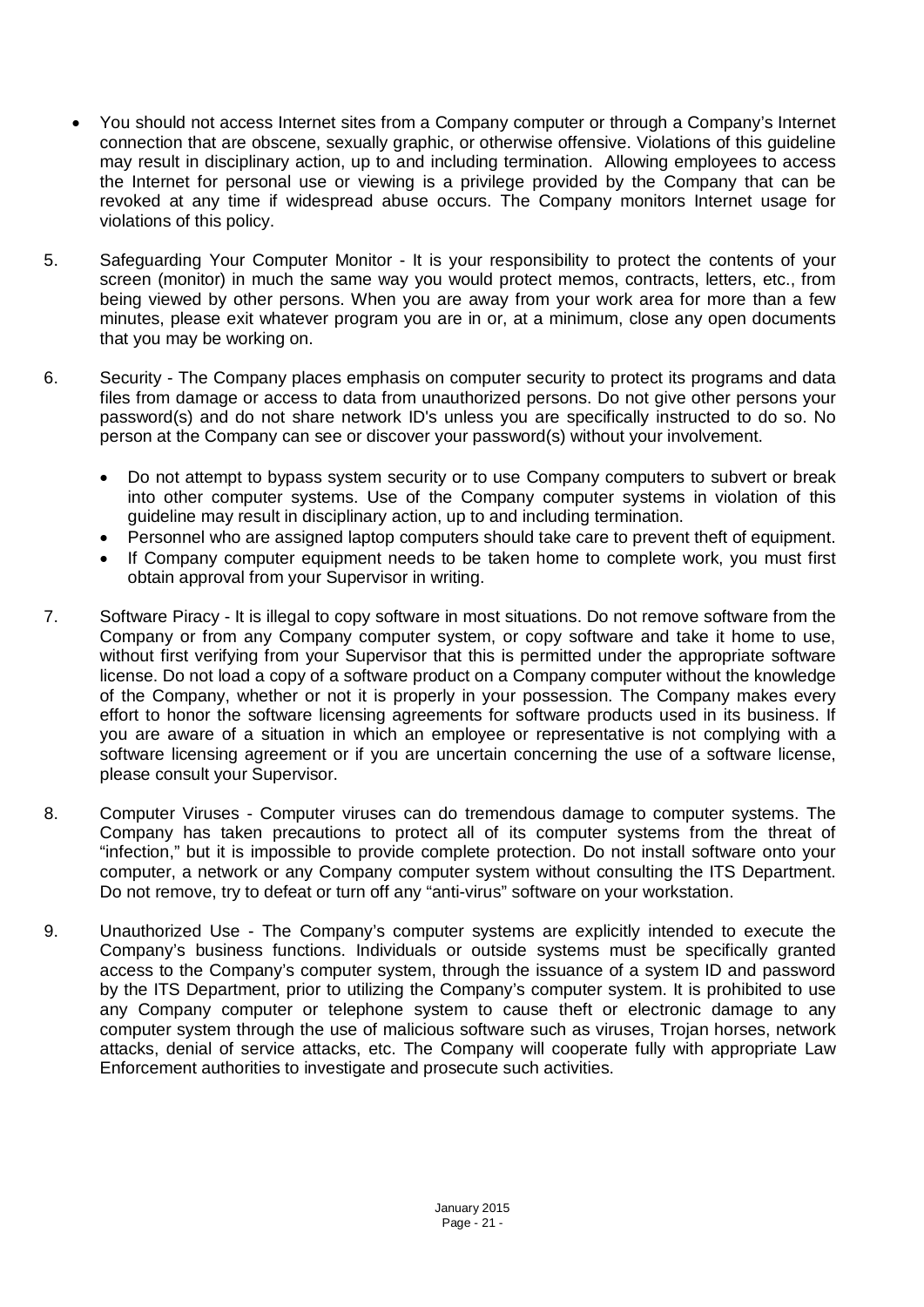- You should not access Internet sites from a Company computer or through a Company's Internet connection that are obscene, sexually graphic, or otherwise offensive. Violations of this guideline may result in disciplinary action, up to and including termination. Allowing employees to access the Internet for personal use or viewing is a privilege provided by the Company that can be revoked at any time if widespread abuse occurs. The Company monitors Internet usage for violations of this policy.

5. Safeguarding Your Computer Monitor - It is your responsibility to protect the contents of your screen (monitor) in much the same way you would protect memos, contracts, letters, etc., from being viewed by other persons. When you are away from your work area for more than a few minutes, please exit whatever program you are in or, at a minimum, close any open documents that you may be working on.

6. Security - The Company places emphasis on computer security to protect its programs and data files from damage or access to data from unauthorized persons. Do not give other persons your password(s) and do not share network ID's unless you are specifically instructed to do so. No person at the Company can see or discover your password(s) without your involvement.

   - Do not attempt to bypass system security or to use Company computers to subvert or break into other computer systems. Use of the Company computer systems in violation of this guideline may result in disciplinary action, up to and including termination.
   - Personnel who are assigned laptop computers should take care to prevent theft of equipment.
   - If Company computer equipment needs to be taken home to complete work, you must first obtain approval from your Supervisor in writing.

7. Software Piracy - It is illegal to copy software in most situations. Do not remove software from the Company or from any Company computer system, or copy software and take it home to use, without first verifying from your Supervisor that this is permitted under the appropriate software license. Do not load a copy of a software product on a Company computer without the knowledge of the Company, whether or not it is properly in your possession. The Company makes every effort to honor the software licensing agreements for software products used in its business. If you are aware of a situation in which an employee or representative is not complying with a software licensing agreement or if you are uncertain concerning the use of a software license, please consult your Supervisor.

8. Computer Viruses - Computer viruses can do tremendous damage to computer systems. The Company has taken precautions to protect all of its computer systems from the threat of "infection," but it is impossible to provide complete protection. Do not install software onto your computer, a network or any Company computer system without consulting the ITS Department. Do not remove, try to defeat or turn off any "anti-virus" software on your workstation.

9. Unauthorized Use - The Company's computer systems are explicitly intended to execute the Company's business functions. Individuals or outside systems must be specifically granted access to the Company's computer system, through the issuance of a system ID and password by the ITS Department, prior to utilizing the Company's computer system. It is prohibited to use any Company computer or telephone system to cause theft or electronic damage to any computer system through the use of malicious software such as viruses, Trojan horses, network attacks, denial of service attacks, etc. The Company will cooperate fully with appropriate Law Enforcement authorities to investigate and prosecute such activities.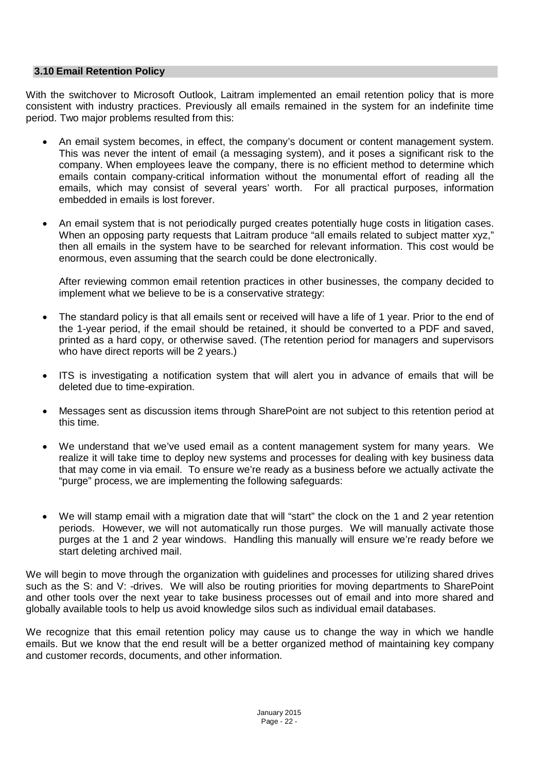### 3.10 Email Retention Policy

With the switchover to Microsoft Outlook, Laitram implemented an email retention policy that is more consistent with industry practices. Previously all emails remained in the system for an indefinite time period. Two major problems resulted from this:

- An email system becomes, in effect, the company's document or content management system. This was never the intent of email (a messaging system), and it poses a significant risk to the company. When employees leave the company, there is no efficient method to determine which emails contain company-critical information without the monumental effort of reading all the emails, which may consist of several years' worth. For all practical purposes, information embedded in emails is lost forever.

- An email system that is not periodically purged creates potentially huge costs in litigation cases. When an opposing party requests that Laitram produce "all emails related to subject matter xyz," then all emails in the system have to be searched for relevant information. This cost would be enormous, even assuming that the search could be done electronically.

  After reviewing common email retention practices in other businesses, the company decided to implement what we believe to be is a conservative strategy:

- The standard policy is that all emails sent or received will have a life of 1 year. Prior to the end of the 1-year period, if the email should be retained, it should be converted to a PDF and saved, printed as a hard copy, or otherwise saved. (The retention period for managers and supervisors who have direct reports will be 2 years.)

- ITS is investigating a notification system that will alert you in advance of emails that will be deleted due to time-expiration.

- Messages sent as discussion items through SharePoint are not subject to this retention period at this time.

- We understand that we've used email as a content management system for many years. We realize it will take time to deploy new systems and processes for dealing with key business data that may come in via email. To ensure we're ready as a business before we actually activate the "purge" process, we are implementing the following safeguards:

- We will stamp email with a migration date that will "start" the clock on the 1 and 2 year retention periods. However, we will not automatically run those purges. We will manually activate those purges at the 1 and 2 year windows. Handling this manually will ensure we're ready before we start deleting archived mail.

We will begin to move through the organization with guidelines and processes for utilizing shared drives such as the S: and V: -drives. We will also be routing priorities for moving departments to SharePoint and other tools over the next year to take business processes out of email and into more shared and globally available tools to help us avoid knowledge silos such as individual email databases.

We recognize that this email retention policy may cause us to change the way in which we handle emails. But we know that the end result will be a better organized method of maintaining key company and customer records, documents, and other information.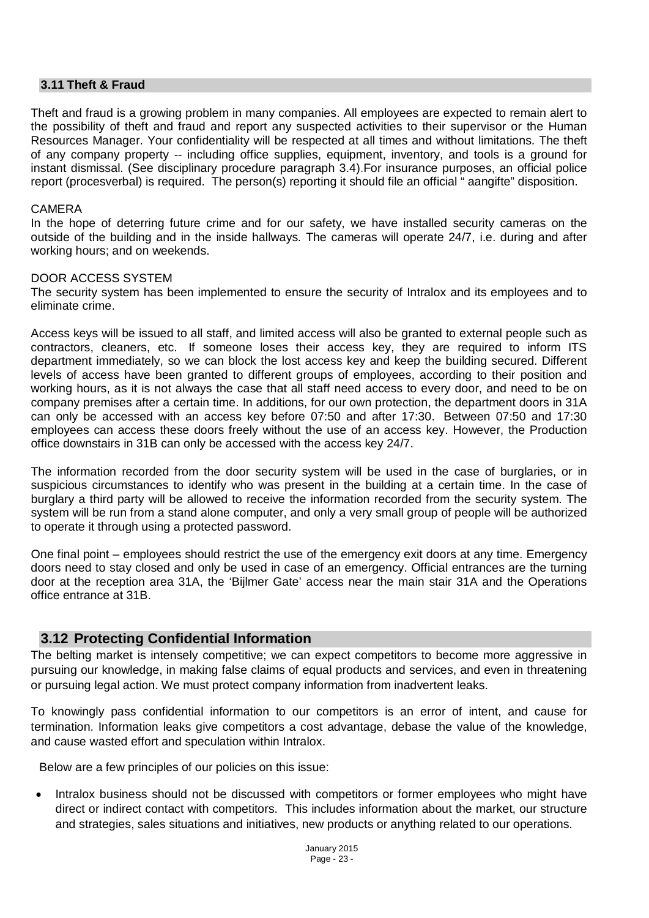### 3.11 Theft & Fraud

Theft and fraud is a growing problem in many companies. All employees are expected to remain alert to the possibility of theft and fraud and report any suspected activities to their supervisor or the Human Resources Manager. Your confidentiality will be respected at all times and without limitations. The theft of any company property -- including office supplies, equipment, inventory, and tools is a ground for instant dismissal. (See disciplinary procedure paragraph 3.4).For insurance purposes, an official police report (procesverbal) is required. The person(s) reporting it should file an official " aangifte" disposition.

CAMERA

In the hope of deterring future crime and for our safety, we have installed security cameras on the outside of the building and in the inside hallways. The cameras will operate 24/7, i.e. during and after working hours; and on weekends.

DOOR ACCESS SYSTEM

The security system has been implemented to ensure the security of Intralox and its employees and to eliminate crime.

Access keys will be issued to all staff, and limited access will also be granted to external people such as contractors, cleaners, etc. If someone loses their access key, they are required to inform ITS department immediately, so we can block the lost access key and keep the building secured. Different levels of access have been granted to different groups of employees, according to their position and working hours, as it is not always the case that all staff need access to every door, and need to be on company premises after a certain time. In additions, for our own protection, the department doors in 31A can only be accessed with an access key before 07:50 and after 17:30. Between 07:50 and 17:30 employees can access these doors freely without the use of an access key. However, the Production office downstairs in 31B can only be accessed with the access key 24/7.

The information recorded from the door security system will be used in the case of burglaries, or in suspicious circumstances to identify who was present in the building at a certain time. In the case of burglary a third party will be allowed to receive the information recorded from the security system. The system will be run from a stand alone computer, and only a very small group of people will be authorized to operate it through using a protected password.

One final point – employees should restrict the use of the emergency exit doors at any time. Emergency doors need to stay closed and only be used in case of an emergency. Official entrances are the turning door at the reception area 31A, the 'Bijlmer Gate' access near the main stair 31A and the Operations office entrance at 31B.

### 3.12 Protecting Confidential Information

The belting market is intensely competitive; we can expect competitors to become more aggressive in pursuing our knowledge, in making false claims of equal products and services, and even in threatening or pursuing legal action. We must protect company information from inadvertent leaks.

To knowingly pass confidential information to our competitors is an error of intent, and cause for termination. Information leaks give competitors a cost advantage, debase the value of the knowledge, and cause wasted effort and speculation within Intralox.

Below are a few principles of our policies on this issue:

- Intralox business should not be discussed with competitors or former employees who might have direct or indirect contact with competitors. This includes information about the market, our structure and strategies, sales situations and initiatives, new products or anything related to our operations.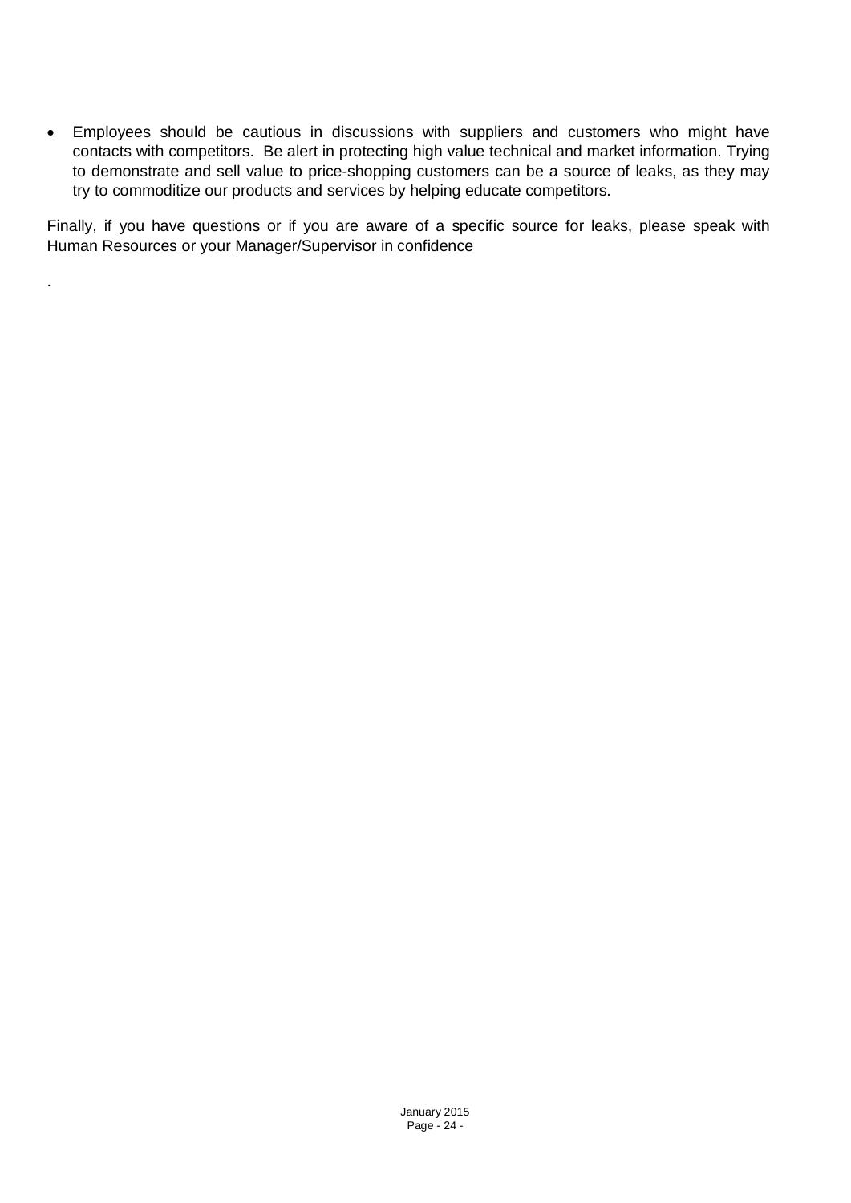- Employees should be cautious in discussions with suppliers and customers who might have contacts with competitors. Be alert in protecting high value technical and market information. Trying to demonstrate and sell value to price-shopping customers can be a source of leaks, as they may try to commoditize our products and services by helping educate competitors.

Finally, if you have questions or if you are aware of a specific source for leaks, please speak with Human Resources or your Manager/Supervisor in confidence

.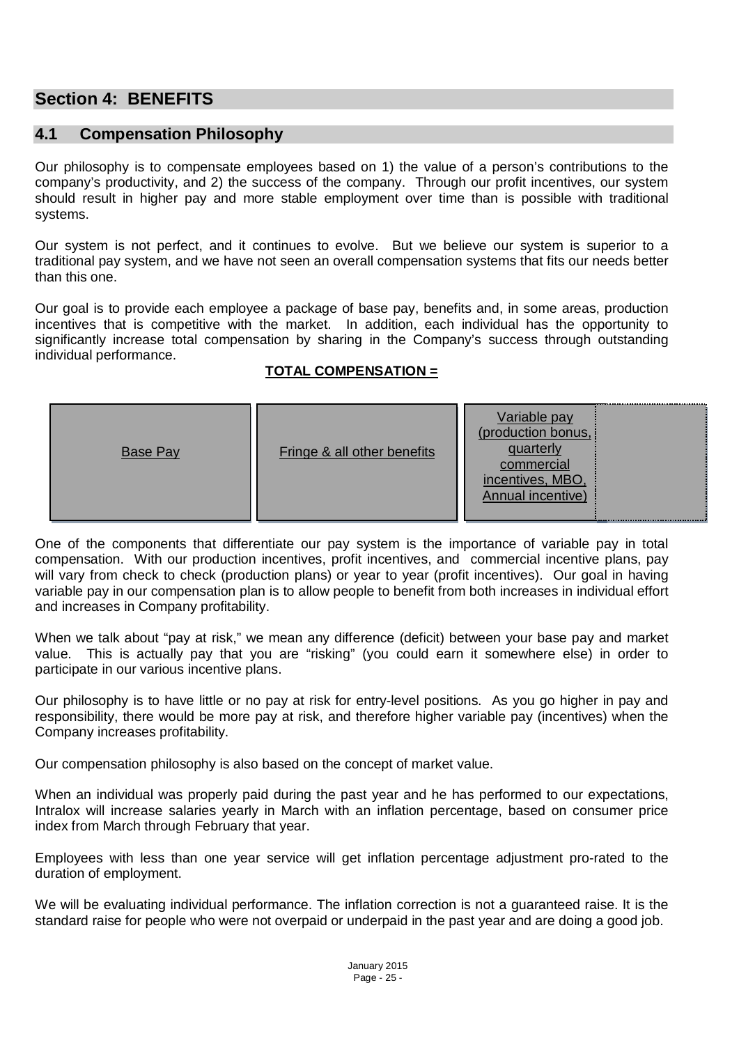# Section 4: BENEFITS

## 4.1 Compensation Philosophy

Our philosophy is to compensate employees based on 1) the value of a person's contributions to the company's productivity, and 2) the success of the company. Through our profit incentives, our system should result in higher pay and more stable employment over time than is possible with traditional systems.

Our system is not perfect, and it continues to evolve. But we believe our system is superior to a traditional pay system, and we have not seen an overall compensation systems that fits our needs better than this one.

Our goal is to provide each employee a package of base pay, benefits and, in some areas, production incentives that is competitive with the market. In addition, each individual has the opportunity to significantly increase total compensation by sharing in the Company's success through outstanding individual performance.

**TOTAL COMPENSATION =**

| Base Pay | Fringe & all other benefits | Variable pay (production bonus, quarterly commercial incentives, MBO, Annual incentive) |
|---|---|---|

One of the components that differentiate our pay system is the importance of variable pay in total compensation. With our production incentives, profit incentives, and commercial incentive plans, pay will vary from check to check (production plans) or year to year (profit incentives). Our goal in having variable pay in our compensation plan is to allow people to benefit from both increases in individual effort and increases in Company profitability.

When we talk about "pay at risk," we mean any difference (deficit) between your base pay and market value. This is actually pay that you are "risking" (you could earn it somewhere else) in order to participate in our various incentive plans.

Our philosophy is to have little or no pay at risk for entry-level positions. As you go higher in pay and responsibility, there would be more pay at risk, and therefore higher variable pay (incentives) when the Company increases profitability.

Our compensation philosophy is also based on the concept of market value.

When an individual was properly paid during the past year and he has performed to our expectations, Intralox will increase salaries yearly in March with an inflation percentage, based on consumer price index from March through February that year.

Employees with less than one year service will get inflation percentage adjustment pro-rated to the duration of employment.

We will be evaluating individual performance. The inflation correction is not a guaranteed raise. It is the standard raise for people who were not overpaid or underpaid in the past year and are doing a good job.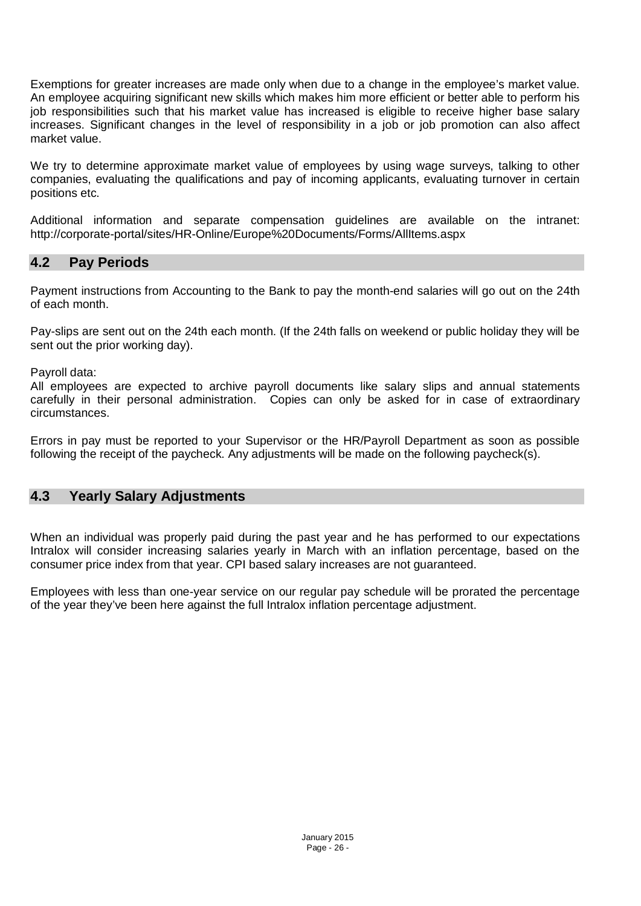Exemptions for greater increases are made only when due to a change in the employee's market value. An employee acquiring significant new skills which makes him more efficient or better able to perform his job responsibilities such that his market value has increased is eligible to receive higher base salary increases. Significant changes in the level of responsibility in a job or job promotion can also affect market value.

We try to determine approximate market value of employees by using wage surveys, talking to other companies, evaluating the qualifications and pay of incoming applicants, evaluating turnover in certain positions etc.

Additional information and separate compensation guidelines are available on the intranet: http://corporate-portal/sites/HR-Online/Europe%20Documents/Forms/AllItems.aspx

## 4.2 Pay Periods

Payment instructions from Accounting to the Bank to pay the month-end salaries will go out on the 24th of each month.

Pay-slips are sent out on the 24th each month. (If the 24th falls on weekend or public holiday they will be sent out the prior working day).

Payroll data:
All employees are expected to archive payroll documents like salary slips and annual statements carefully in their personal administration. Copies can only be asked for in case of extraordinary circumstances.

Errors in pay must be reported to your Supervisor or the HR/Payroll Department as soon as possible following the receipt of the paycheck. Any adjustments will be made on the following paycheck(s).

## 4.3 Yearly Salary Adjustments

When an individual was properly paid during the past year and he has performed to our expectations Intralox will consider increasing salaries yearly in March with an inflation percentage, based on the consumer price index from that year. CPI based salary increases are not guaranteed.

Employees with less than one-year service on our regular pay schedule will be prorated the percentage of the year they've been here against the full Intralox inflation percentage adjustment.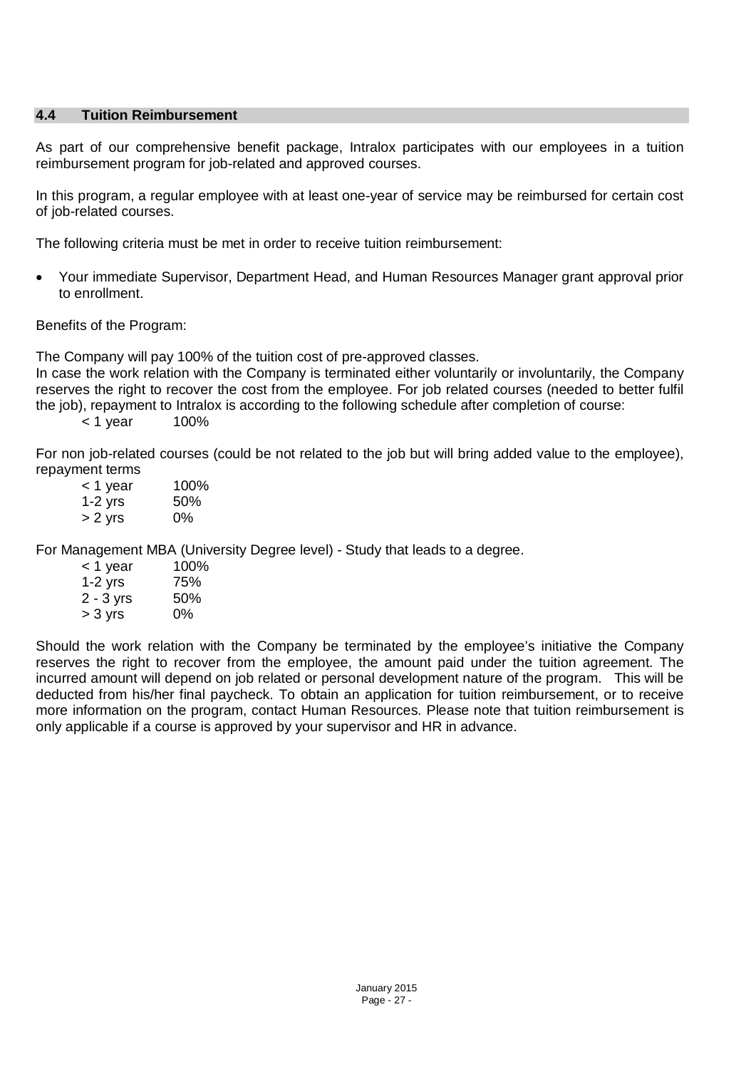## 4.4 Tuition Reimbursement

As part of our comprehensive benefit package, Intralox participates with our employees in a tuition reimbursement program for job-related and approved courses.

In this program, a regular employee with at least one-year of service may be reimbursed for certain cost of job-related courses.

The following criteria must be met in order to receive tuition reimbursement:

- Your immediate Supervisor, Department Head, and Human Resources Manager grant approval prior to enrollment.

Benefits of the Program:

The Company will pay 100% of the tuition cost of pre-approved classes.
In case the work relation with the Company is terminated either voluntarily or involuntarily, the Company reserves the right to recover the cost from the employee. For job related courses (needed to better fulfil the job), repayment to Intralox is according to the following schedule after completion of course:

| | |
|---|---|
| < 1 year | 100% |

For non job-related courses (could be not related to the job but will bring added value to the employee), repayment terms

| | |
|---|---|
| < 1 year | 100% |
| 1-2 yrs | 50% |
| > 2 yrs | 0% |

For Management MBA (University Degree level) - Study that leads to a degree.

| | |
|---|---|
| < 1 year | 100% |
| 1-2 yrs | 75% |
| 2 - 3 yrs | 50% |
| > 3 yrs | 0% |

Should the work relation with the Company be terminated by the employee's initiative the Company reserves the right to recover from the employee, the amount paid under the tuition agreement. The incurred amount will depend on job related or personal development nature of the program. This will be deducted from his/her final paycheck. To obtain an application for tuition reimbursement, or to receive more information on the program, contact Human Resources. Please note that tuition reimbursement is only applicable if a course is approved by your supervisor and HR in advance.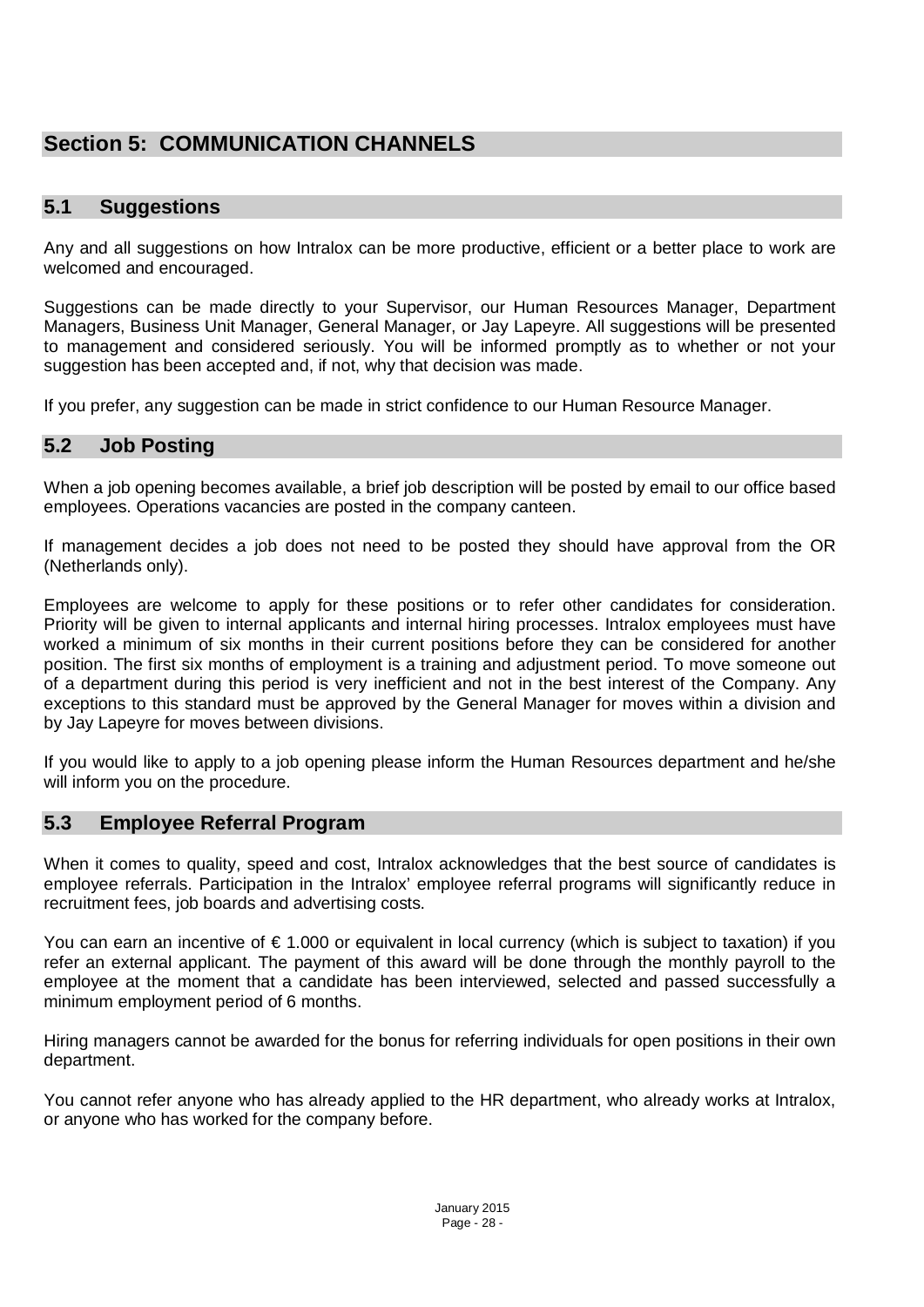# Section 5: COMMUNICATION CHANNELS

## 5.1 Suggestions

Any and all suggestions on how Intralox can be more productive, efficient or a better place to work are welcomed and encouraged.

Suggestions can be made directly to your Supervisor, our Human Resources Manager, Department Managers, Business Unit Manager, General Manager, or Jay Lapeyre. All suggestions will be presented to management and considered seriously. You will be informed promptly as to whether or not your suggestion has been accepted and, if not, why that decision was made.

If you prefer, any suggestion can be made in strict confidence to our Human Resource Manager.

## 5.2 Job Posting

When a job opening becomes available, a brief job description will be posted by email to our office based employees. Operations vacancies are posted in the company canteen.

If management decides a job does not need to be posted they should have approval from the OR (Netherlands only).

Employees are welcome to apply for these positions or to refer other candidates for consideration. Priority will be given to internal applicants and internal hiring processes. Intralox employees must have worked a minimum of six months in their current positions before they can be considered for another position. The first six months of employment is a training and adjustment period. To move someone out of a department during this period is very inefficient and not in the best interest of the Company. Any exceptions to this standard must be approved by the General Manager for moves within a division and by Jay Lapeyre for moves between divisions.

If you would like to apply to a job opening please inform the Human Resources department and he/she will inform you on the procedure.

## 5.3 Employee Referral Program

When it comes to quality, speed and cost, Intralox acknowledges that the best source of candidates is employee referrals. Participation in the Intralox' employee referral programs will significantly reduce in recruitment fees, job boards and advertising costs.

You can earn an incentive of € 1.000 or equivalent in local currency (which is subject to taxation) if you refer an external applicant. The payment of this award will be done through the monthly payroll to the employee at the moment that a candidate has been interviewed, selected and passed successfully a minimum employment period of 6 months.

Hiring managers cannot be awarded for the bonus for referring individuals for open positions in their own department.

You cannot refer anyone who has already applied to the HR department, who already works at Intralox, or anyone who has worked for the company before.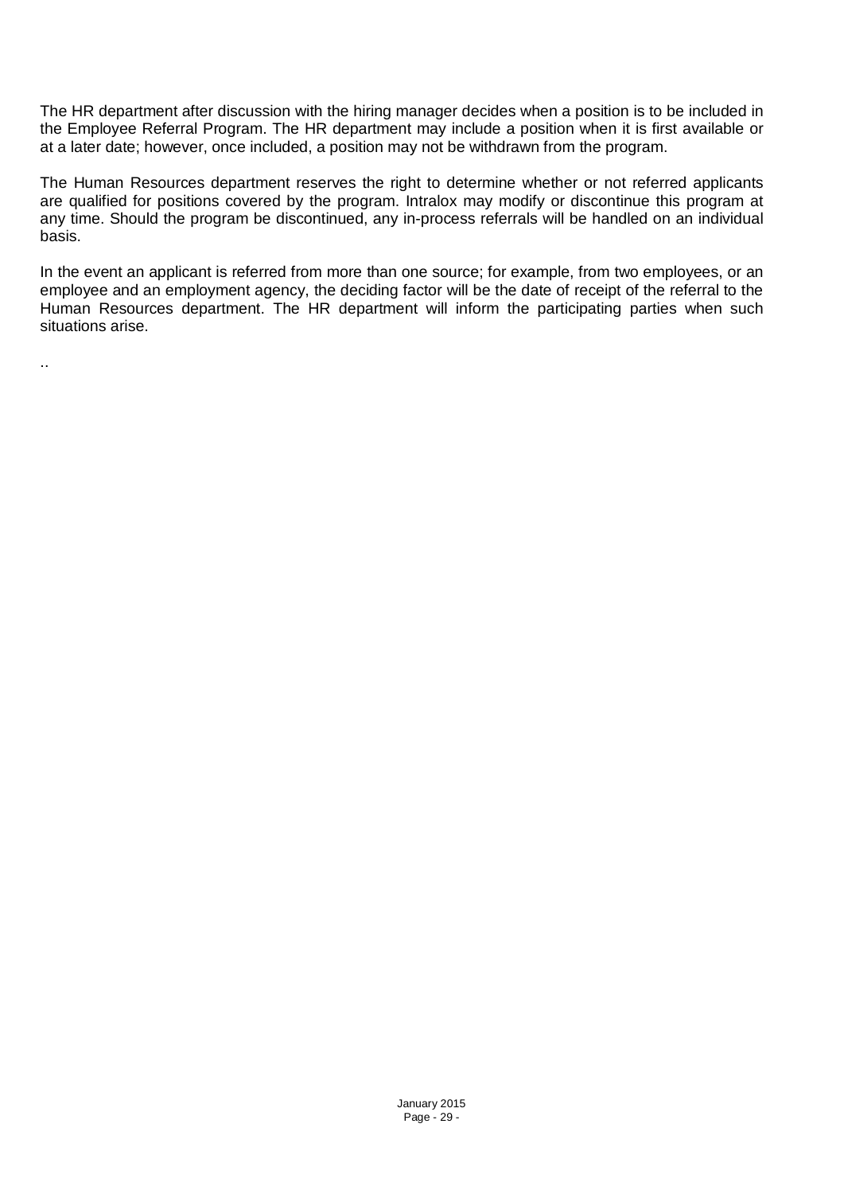The HR department after discussion with the hiring manager decides when a position is to be included in the Employee Referral Program. The HR department may include a position when it is first available or at a later date; however, once included, a position may not be withdrawn from the program.

The Human Resources department reserves the right to determine whether or not referred applicants are qualified for positions covered by the program. Intralox may modify or discontinue this program at any time. Should the program be discontinued, any in-process referrals will be handled on an individual basis.

In the event an applicant is referred from more than one source; for example, from two employees, or an employee and an employment agency, the deciding factor will be the date of receipt of the referral to the Human Resources department. The HR department will inform the participating parties when such situations arise.

..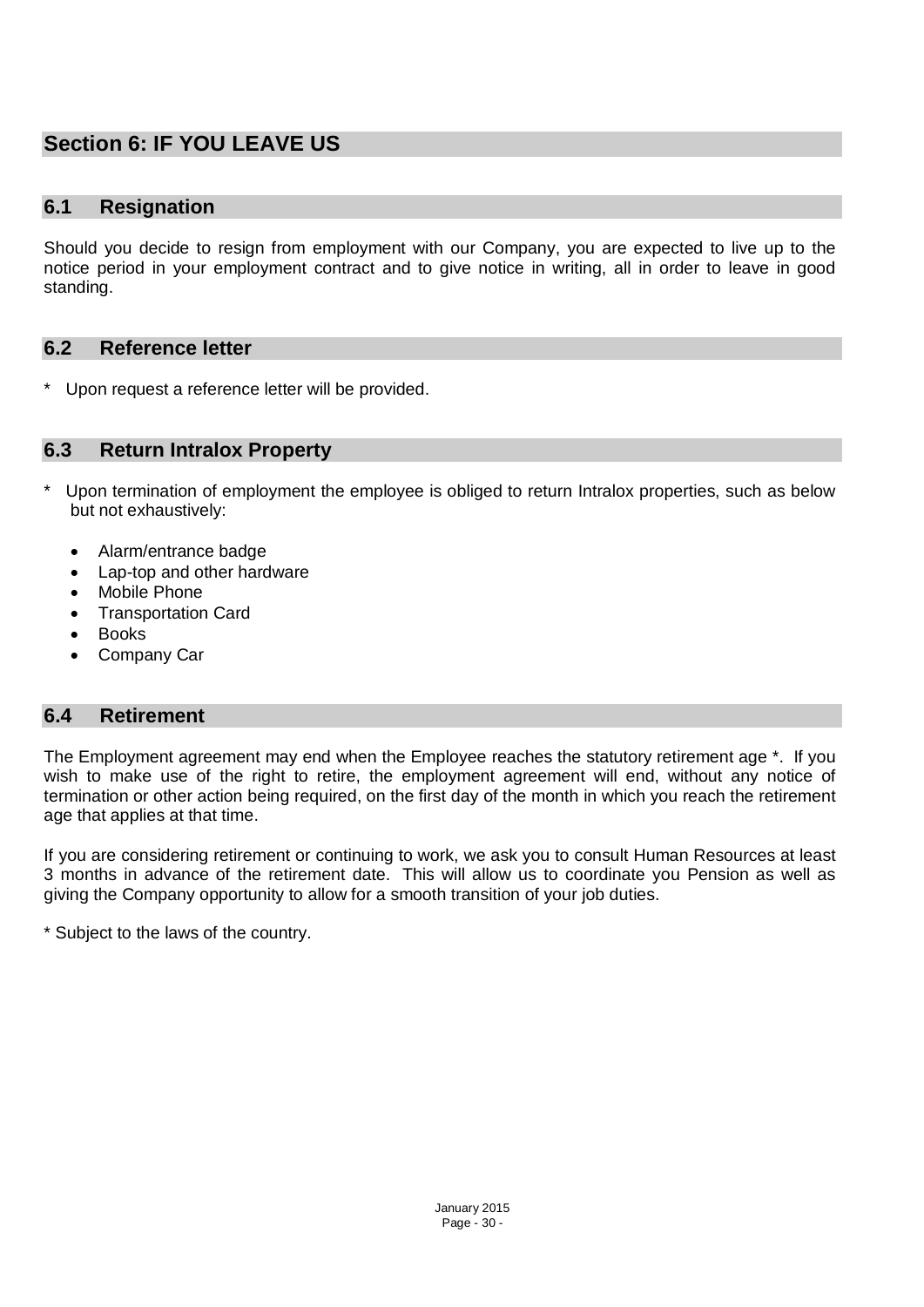## Section 6: IF YOU LEAVE US

### 6.1 Resignation

Should you decide to resign from employment with our Company, you are expected to live up to the notice period in your employment contract and to give notice in writing, all in order to leave in good standing.

### 6.2 Reference letter

\* Upon request a reference letter will be provided.

### 6.3 Return Intralox Property

\* Upon termination of employment the employee is obliged to return Intralox properties, such as below but not exhaustively:

- Alarm/entrance badge
- Lap-top and other hardware
- Mobile Phone
- Transportation Card
- Books
- Company Car

### 6.4 Retirement

The Employment agreement may end when the Employee reaches the statutory retirement age *. If you wish to make use of the right to retire, the employment agreement will end, without any notice of termination or other action being required, on the first day of the month in which you reach the retirement age that applies at that time.

If you are considering retirement or continuing to work, we ask you to consult Human Resources at least 3 months in advance of the retirement date. This will allow us to coordinate you Pension as well as giving the Company opportunity to allow for a smooth transition of your job duties.

\* Subject to the laws of the country.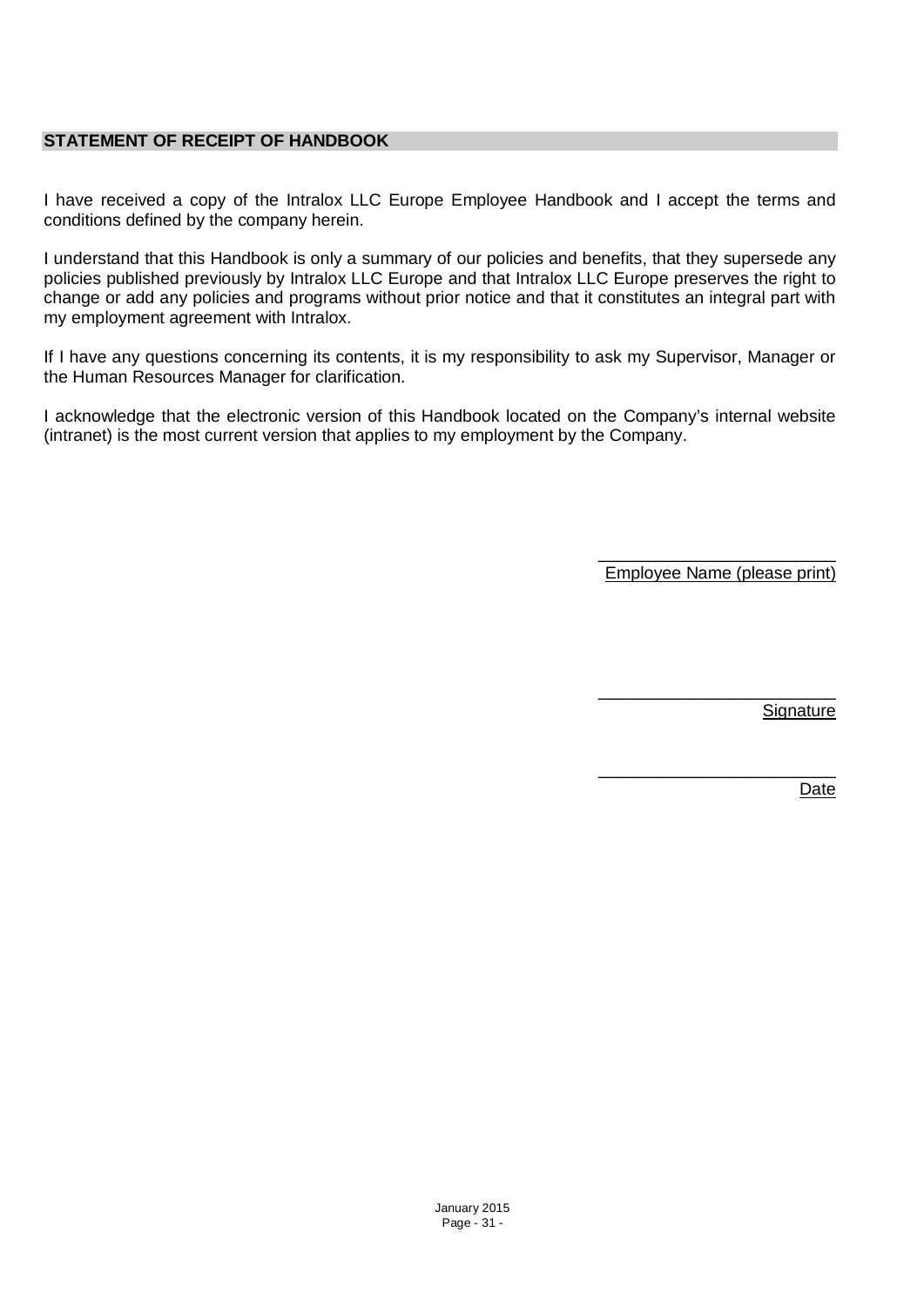## STATEMENT OF RECEIPT OF HANDBOOK

I have received a copy of the Intralox LLC Europe Employee Handbook and I accept the terms and conditions defined by the company herein.

I understand that this Handbook is only a summary of our policies and benefits, that they supersede any policies published previously by Intralox LLC Europe and that Intralox LLC Europe preserves the right to change or add any policies and programs without prior notice and that it constitutes an integral part with my employment agreement with Intralox.

If I have any questions concerning its contents, it is my responsibility to ask my Supervisor, Manager or the Human Resources Manager for clarification.

I acknowledge that the electronic version of this Handbook located on the Company's internal website (intranet) is the most current version that applies to my employment by the Company.

_________________________
Employee Name (please print)

_________________________
Signature

_________________________
Date